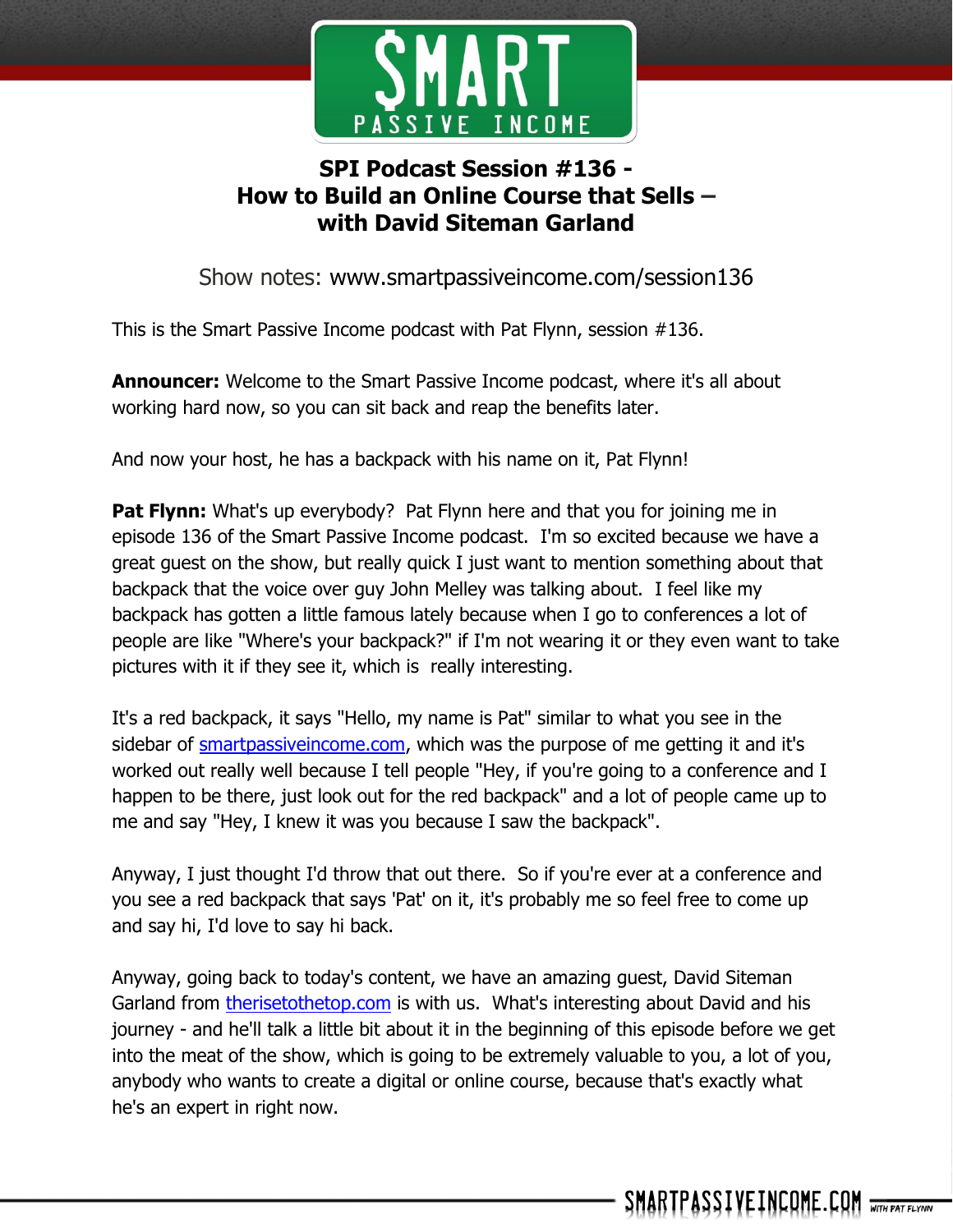# SPI Podcast Session #136 - How to Build an Online Course that Sells – with David Siteman Garland

Show notes: www.smartpassiveincome.com/session136

This is the Smart Passive Income podcast with Pat Flynn, session #136.

**Announcer:** Welcome to the Smart Passive Income podcast, where it's all about working hard now, so you can sit back and reap the benefits later.

And now your host, he has a backpack with his name on it, Pat Flynn!

**Pat Flynn:** What's up everybody? Pat Flynn here and that you for joining me in episode 136 of the Smart Passive Income podcast. I'm so excited because we have a great guest on the show, but really quick I just want to mention something about that backpack that the voice over guy John Melley was talking about. I feel like my backpack has gotten a little famous lately because when I go to conferences a lot of people are like "Where's your backpack?" if I'm not wearing it or they even want to take pictures with it if they see it, which is really interesting.

It's a red backpack, it says "Hello, my name is Pat" similar to what you see in the sidebar of smartpassiveincome.com, which was the purpose of me getting it and it's worked out really well because I tell people "Hey, if you're going to a conference and I happen to be there, just look out for the red backpack" and a lot of people came up to me and say "Hey, I knew it was you because I saw the backpack".

Anyway, I just thought I'd throw that out there. So if you're ever at a conference and you see a red backpack that says 'Pat' on it, it's probably me so feel free to come up and say hi, I'd love to say hi back.

Anyway, going back to today's content, we have an amazing guest, David Siteman Garland from therisetothetop.com is with us. What's interesting about David and his journey - and he'll talk a little bit about it in the beginning of this episode before we get into the meat of the show, which is going to be extremely valuable to you, a lot of you, anybody who wants to create a digital or online course, because that's exactly what he's an expert in right now.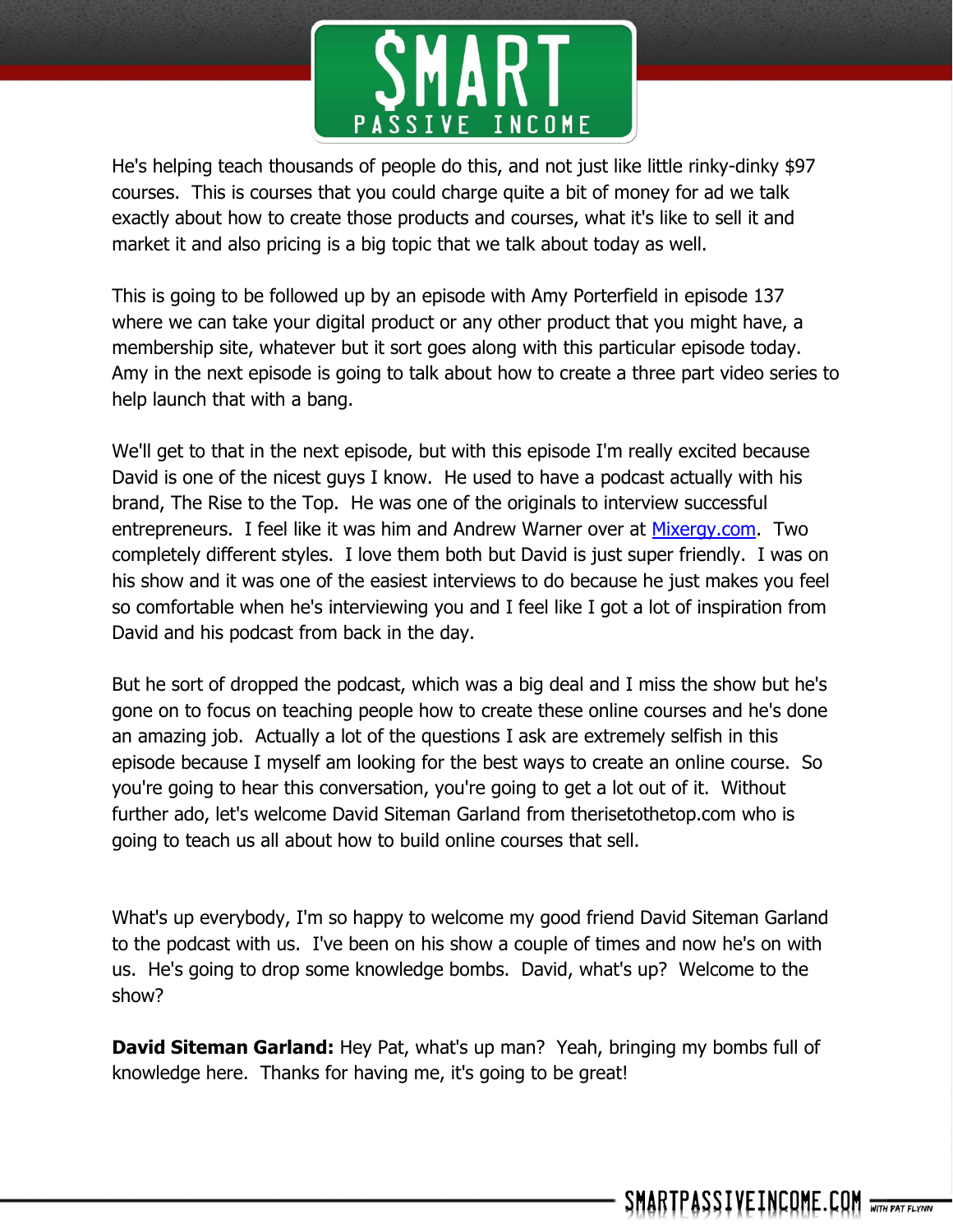He's helping teach thousands of people do this, and not just like little rinky-dinky $97 courses. This is courses that you could charge quite a bit of money for ad we talk exactly about how to create those products and courses, what it's like to sell it and market it and also pricing is a big topic that we talk about today as well.

This is going to be followed up by an episode with Amy Porterfield in episode 137 where we can take your digital product or any other product that you might have, a membership site, whatever but it sort goes along with this particular episode today. Amy in the next episode is going to talk about how to create a three part video series to help launch that with a bang.

We'll get to that in the next episode, but with this episode I'm really excited because David is one of the nicest guys I know. He used to have a podcast actually with his brand, The Rise to the Top. He was one of the originals to interview successful entrepreneurs. I feel like it was him and Andrew Warner over at [Mixergy.com](http://Mixergy.com). Two completely different styles. I love them both but David is just super friendly. I was on his show and it was one of the easiest interviews to do because he just makes you feel so comfortable when he's interviewing you and I feel like I got a lot of inspiration from David and his podcast from back in the day.

But he sort of dropped the podcast, which was a big deal and I miss the show but he's gone on to focus on teaching people how to create these online courses and he's done an amazing job. Actually a lot of the questions I ask are extremely selfish in this episode because I myself am looking for the best ways to create an online course. So you're going to hear this conversation, you're going to get a lot out of it. Without further ado, let's welcome David Siteman Garland from therisetothetop.com who is going to teach us all about how to build online courses that sell.

What's up everybody, I'm so happy to welcome my good friend David Siteman Garland to the podcast with us. I've been on his show a couple of times and now he's on with us. He's going to drop some knowledge bombs. David, what's up? Welcome to the show?

**David Siteman Garland:** Hey Pat, what's up man? Yeah, bringing my bombs full of knowledge here. Thanks for having me, it's going to be great!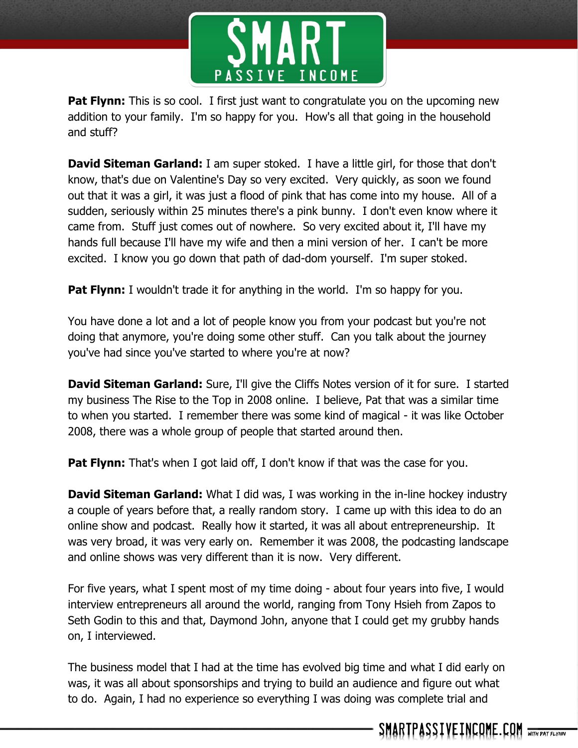**Pat Flynn:** This is so cool. I first just want to congratulate you on the upcoming new addition to your family. I'm so happy for you. How's all that going in the household and stuff?

**David Siteman Garland:** I am super stoked. I have a little girl, for those that don't know, that's due on Valentine's Day so very excited. Very quickly, as soon we found out that it was a girl, it was just a flood of pink that has come into my house. All of a sudden, seriously within 25 minutes there's a pink bunny. I don't even know where it came from. Stuff just comes out of nowhere. So very excited about it, I'll have my hands full because I'll have my wife and then a mini version of her. I can't be more excited. I know you go down that path of dad-dom yourself. I'm super stoked.

**Pat Flynn:** I wouldn't trade it for anything in the world. I'm so happy for you.

You have done a lot and a lot of people know you from your podcast but you're not doing that anymore, you're doing some other stuff. Can you talk about the journey you've had since you've started to where you're at now?

**David Siteman Garland:** Sure, I'll give the Cliffs Notes version of it for sure. I started my business The Rise to the Top in 2008 online. I believe, Pat that was a similar time to when you started. I remember there was some kind of magical - it was like October 2008, there was a whole group of people that started around then.

**Pat Flynn:** That's when I got laid off, I don't know if that was the case for you.

**David Siteman Garland:** What I did was, I was working in the in-line hockey industry a couple of years before that, a really random story. I came up with this idea to do an online show and podcast. Really how it started, it was all about entrepreneurship. It was very broad, it was very early on. Remember it was 2008, the podcasting landscape and online shows was very different than it is now. Very different.

For five years, what I spent most of my time doing - about four years into five, I would interview entrepreneurs all around the world, ranging from Tony Hsieh from Zapos to Seth Godin to this and that, Daymond John, anyone that I could get my grubby hands on, I interviewed.

The business model that I had at the time has evolved big time and what I did early on was, it was all about sponsorships and trying to build an audience and figure out what to do. Again, I had no experience so everything I was doing was complete trial and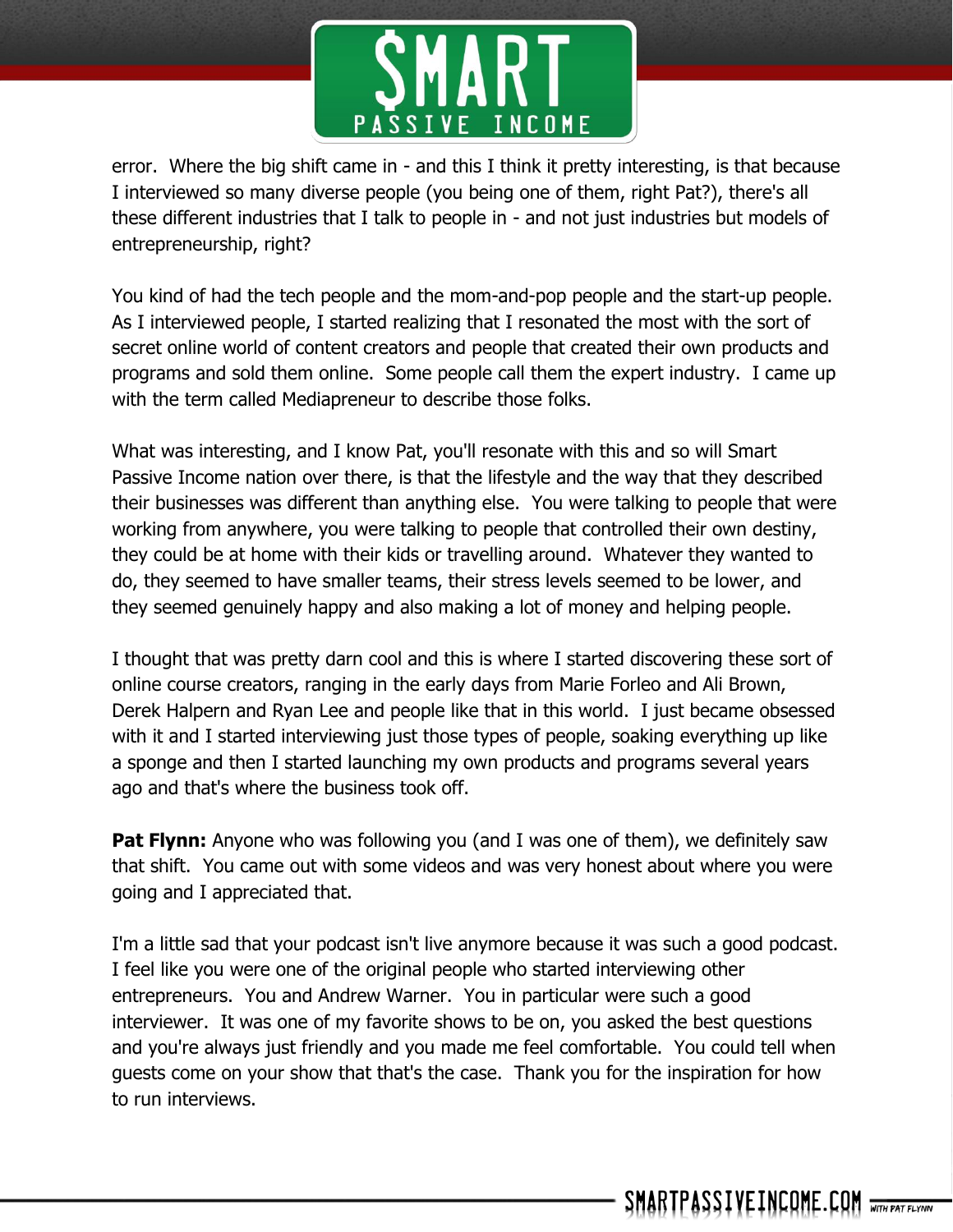error. Where the big shift came in - and this I think it pretty interesting, is that because I interviewed so many diverse people (you being one of them, right Pat?), there's all these different industries that I talk to people in - and not just industries but models of entrepreneurship, right?

You kind of had the tech people and the mom-and-pop people and the start-up people. As I interviewed people, I started realizing that I resonated the most with the sort of secret online world of content creators and people that created their own products and programs and sold them online. Some people call them the expert industry. I came up with the term called Mediapreneur to describe those folks.

What was interesting, and I know Pat, you'll resonate with this and so will Smart Passive Income nation over there, is that the lifestyle and the way that they described their businesses was different than anything else. You were talking to people that were working from anywhere, you were talking to people that controlled their own destiny, they could be at home with their kids or travelling around. Whatever they wanted to do, they seemed to have smaller teams, their stress levels seemed to be lower, and they seemed genuinely happy and also making a lot of money and helping people.

I thought that was pretty darn cool and this is where I started discovering these sort of online course creators, ranging in the early days from Marie Forleo and Ali Brown, Derek Halpern and Ryan Lee and people like that in this world. I just became obsessed with it and I started interviewing just those types of people, soaking everything up like a sponge and then I started launching my own products and programs several years ago and that's where the business took off.

**Pat Flynn:** Anyone who was following you (and I was one of them), we definitely saw that shift. You came out with some videos and was very honest about where you were going and I appreciated that.

I'm a little sad that your podcast isn't live anymore because it was such a good podcast. I feel like you were one of the original people who started interviewing other entrepreneurs. You and Andrew Warner. You in particular were such a good interviewer. It was one of my favorite shows to be on, you asked the best questions and you're always just friendly and you made me feel comfortable. You could tell when guests come on your show that that's the case. Thank you for the inspiration for how to run interviews.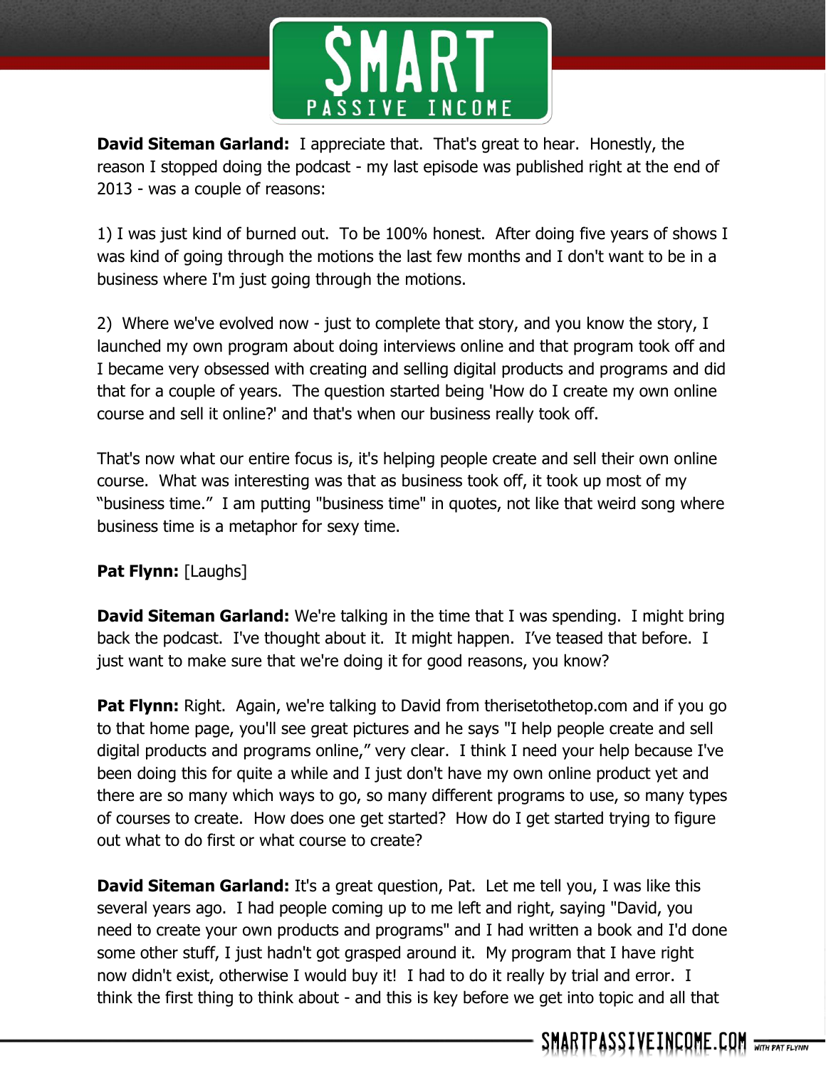**David Siteman Garland:** I appreciate that. That's great to hear. Honestly, the reason I stopped doing the podcast - my last episode was published right at the end of 2013 - was a couple of reasons:

1) I was just kind of burned out. To be 100% honest. After doing five years of shows I was kind of going through the motions the last few months and I don't want to be in a business where I'm just going through the motions.

2) Where we've evolved now - just to complete that story, and you know the story, I launched my own program about doing interviews online and that program took off and I became very obsessed with creating and selling digital products and programs and did that for a couple of years. The question started being 'How do I create my own online course and sell it online?' and that's when our business really took off.

That's now what our entire focus is, it's helping people create and sell their own online course. What was interesting was that as business took off, it took up most of my "business time." I am putting "business time" in quotes, not like that weird song where business time is a metaphor for sexy time.

**Pat Flynn:** [Laughs]

**David Siteman Garland:** We're talking in the time that I was spending. I might bring back the podcast. I've thought about it. It might happen. I've teased that before. I just want to make sure that we're doing it for good reasons, you know?

**Pat Flynn:** Right. Again, we're talking to David from therisetothetop.com and if you go to that home page, you'll see great pictures and he says "I help people create and sell digital products and programs online," very clear. I think I need your help because I've been doing this for quite a while and I just don't have my own online product yet and there are so many which ways to go, so many different programs to use, so many types of courses to create. How does one get started? How do I get started trying to figure out what to do first or what course to create?

**David Siteman Garland:** It's a great question, Pat. Let me tell you, I was like this several years ago. I had people coming up to me left and right, saying "David, you need to create your own products and programs" and I had written a book and I'd done some other stuff, I just hadn't got grasped around it. My program that I have right now didn't exist, otherwise I would buy it! I had to do it really by trial and error. I think the first thing to think about - and this is key before we get into topic and all that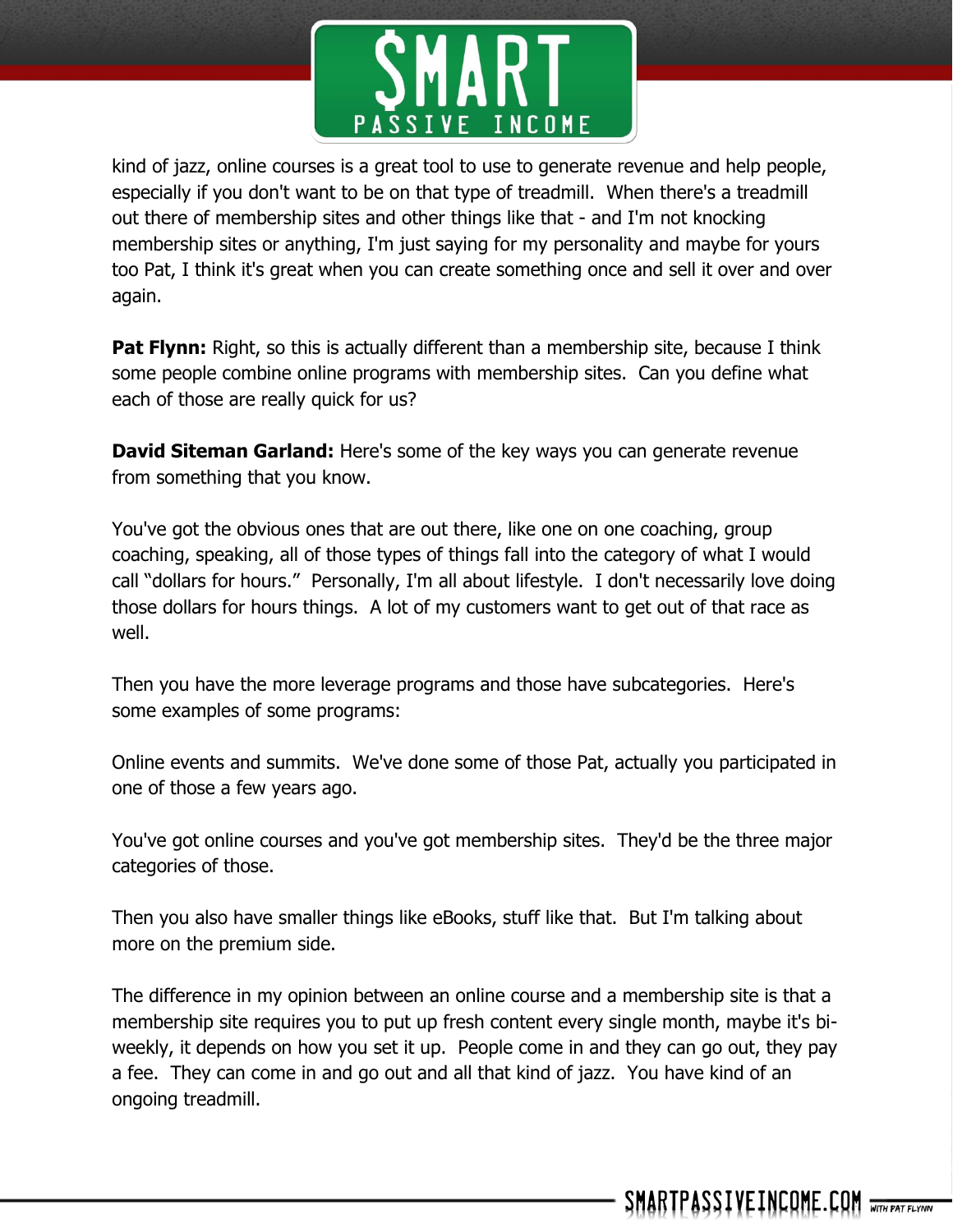kind of jazz, online courses is a great tool to use to generate revenue and help people, especially if you don't want to be on that type of treadmill.  When there's a treadmill out there of membership sites and other things like that - and I'm not knocking membership sites or anything, I'm just saying for my personality and maybe for yours too Pat, I think it's great when you can create something once and sell it over and over again.

**Pat Flynn:** Right, so this is actually different than a membership site, because I think some people combine online programs with membership sites.  Can you define what each of those are really quick for us?

**David Siteman Garland:** Here's some of the key ways you can generate revenue from something that you know.

You've got the obvious ones that are out there, like one on one coaching, group coaching, speaking, all of those types of things fall into the category of what I would call "dollars for hours."  Personally, I'm all about lifestyle.  I don't necessarily love doing those dollars for hours things.  A lot of my customers want to get out of that race as well.

Then you have the more leverage programs and those have subcategories.  Here's some examples of some programs:

Online events and summits.  We've done some of those Pat, actually you participated in one of those a few years ago.

You've got online courses and you've got membership sites.  They'd be the three major categories of those.

Then you also have smaller things like eBooks, stuff like that.  But I'm talking about more on the premium side.

The difference in my opinion between an online course and a membership site is that a membership site requires you to put up fresh content every single month, maybe it's bi-weekly, it depends on how you set it up.  People come in and they can go out, they pay a fee.  They can come in and go out and all that kind of jazz.  You have kind of an ongoing treadmill.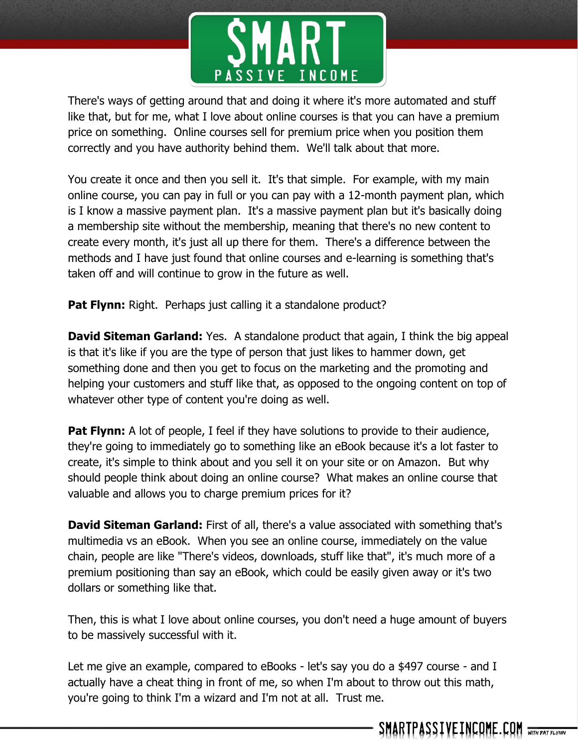There's ways of getting around that and doing it where it's more automated and stuff like that, but for me, what I love about online courses is that you can have a premium price on something. Online courses sell for premium price when you position them correctly and you have authority behind them. We'll talk about that more.

You create it once and then you sell it. It's that simple. For example, with my main online course, you can pay in full or you can pay with a 12-month payment plan, which is I know a massive payment plan. It's a massive payment plan but it's basically doing a membership site without the membership, meaning that there's no new content to create every month, it's just all up there for them. There's a difference between the methods and I have just found that online courses and e-learning is something that's taken off and will continue to grow in the future as well.

**Pat Flynn:** Right. Perhaps just calling it a standalone product?

**David Siteman Garland:** Yes. A standalone product that again, I think the big appeal is that it's like if you are the type of person that just likes to hammer down, get something done and then you get to focus on the marketing and the promoting and helping your customers and stuff like that, as opposed to the ongoing content on top of whatever other type of content you're doing as well.

**Pat Flynn:** A lot of people, I feel if they have solutions to provide to their audience, they're going to immediately go to something like an eBook because it's a lot faster to create, it's simple to think about and you sell it on your site or on Amazon. But why should people think about doing an online course? What makes an online course that valuable and allows you to charge premium prices for it?

**David Siteman Garland:** First of all, there's a value associated with something that's multimedia vs an eBook. When you see an online course, immediately on the value chain, people are like "There's videos, downloads, stuff like that", it's much more of a premium positioning than say an eBook, which could be easily given away or it's two dollars or something like that.

Then, this is what I love about online courses, you don't need a huge amount of buyers to be massively successful with it.

Let me give an example, compared to eBooks - let's say you do a $497 course - and I actually have a cheat thing in front of me, so when I'm about to throw out this math, you're going to think I'm a wizard and I'm not at all. Trust me.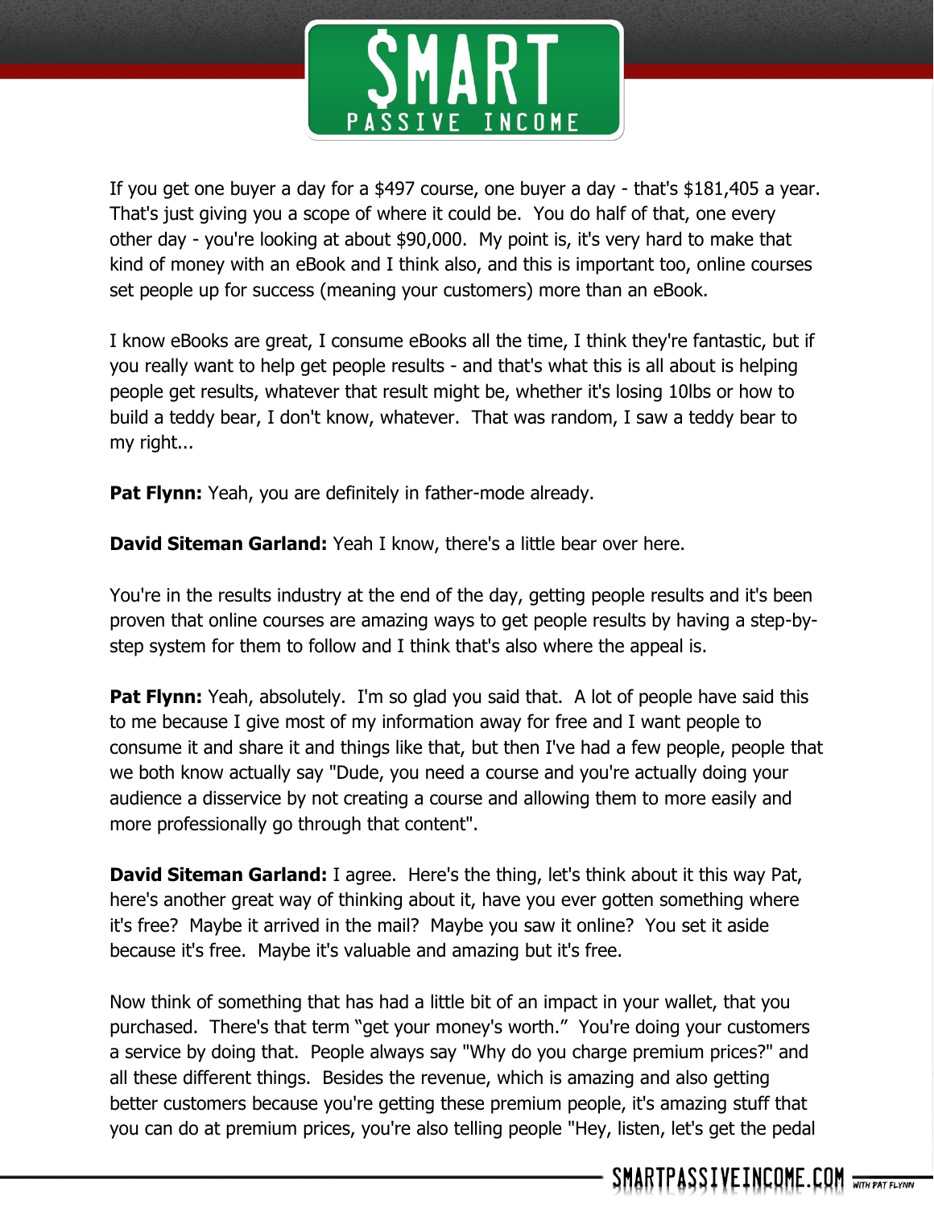If you get one buyer a day for a $497 course, one buyer a day - that's $181,405 a year. That's just giving you a scope of where it could be. You do half of that, one every other day - you're looking at about $90,000. My point is, it's very hard to make that kind of money with an eBook and I think also, and this is important too, online courses set people up for success (meaning your customers) more than an eBook.

I know eBooks are great, I consume eBooks all the time, I think they're fantastic, but if you really want to help get people results - and that's what this is all about is helping people get results, whatever that result might be, whether it's losing 10lbs or how to build a teddy bear, I don't know, whatever. That was random, I saw a teddy bear to my right...

**Pat Flynn:** Yeah, you are definitely in father-mode already.

**David Siteman Garland:** Yeah I know, there's a little bear over here.

You're in the results industry at the end of the day, getting people results and it's been proven that online courses are amazing ways to get people results by having a step-by-step system for them to follow and I think that's also where the appeal is.

**Pat Flynn:** Yeah, absolutely. I'm so glad you said that. A lot of people have said this to me because I give most of my information away for free and I want people to consume it and share it and things like that, but then I've had a few people, people that we both know actually say "Dude, you need a course and you're actually doing your audience a disservice by not creating a course and allowing them to more easily and more professionally go through that content".

**David Siteman Garland:** I agree. Here's the thing, let's think about it this way Pat, here's another great way of thinking about it, have you ever gotten something where it's free? Maybe it arrived in the mail? Maybe you saw it online? You set it aside because it's free. Maybe it's valuable and amazing but it's free.

Now think of something that has had a little bit of an impact in your wallet, that you purchased. There's that term "get your money's worth." You're doing your customers a service by doing that. People always say "Why do you charge premium prices?" and all these different things. Besides the revenue, which is amazing and also getting better customers because you're getting these premium people, it's amazing stuff that you can do at premium prices, you're also telling people "Hey, listen, let's get the pedal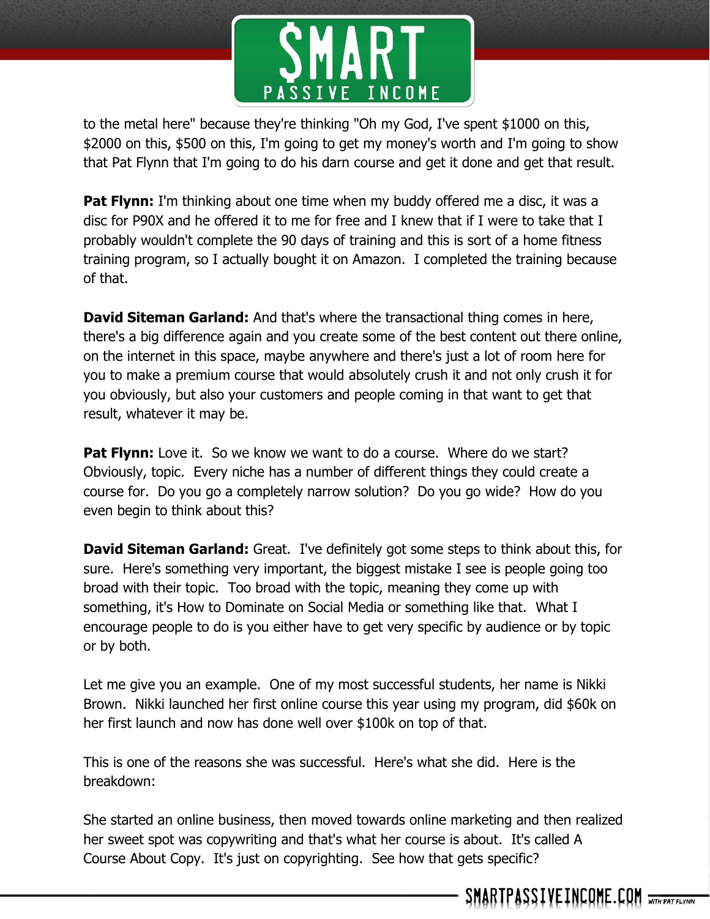to the metal here" because they're thinking "Oh my God, I've spent $1000 on this, $2000 on this, $500 on this, I'm going to get my money's worth and I'm going to show that Pat Flynn that I'm going to do his darn course and get it done and get that result.

**Pat Flynn:** I'm thinking about one time when my buddy offered me a disc, it was a disc for P90X and he offered it to me for free and I knew that if I were to take that I probably wouldn't complete the 90 days of training and this is sort of a home fitness training program, so I actually bought it on Amazon. I completed the training because of that.

**David Siteman Garland:** And that's where the transactional thing comes in here, there's a big difference again and you create some of the best content out there online, on the internet in this space, maybe anywhere and there's just a lot of room here for you to make a premium course that would absolutely crush it and not only crush it for you obviously, but also your customers and people coming in that want to get that result, whatever it may be.

**Pat Flynn:** Love it. So we know we want to do a course. Where do we start? Obviously, topic. Every niche has a number of different things they could create a course for. Do you go a completely narrow solution? Do you go wide? How do you even begin to think about this?

**David Siteman Garland:** Great. I've definitely got some steps to think about this, for sure. Here's something very important, the biggest mistake I see is people going too broad with their topic. Too broad with the topic, meaning they come up with something, it's How to Dominate on Social Media or something like that. What I encourage people to do is you either have to get very specific by audience or by topic or by both.

Let me give you an example. One of my most successful students, her name is Nikki Brown. Nikki launched her first online course this year using my program, did $60k on her first launch and now has done well over $100k on top of that.

This is one of the reasons she was successful. Here's what she did. Here is the breakdown:

She started an online business, then moved towards online marketing and then realized her sweet spot was copywriting and that's what her course is about. It's called A Course About Copy. It's just on copyrighting. See how that gets specific?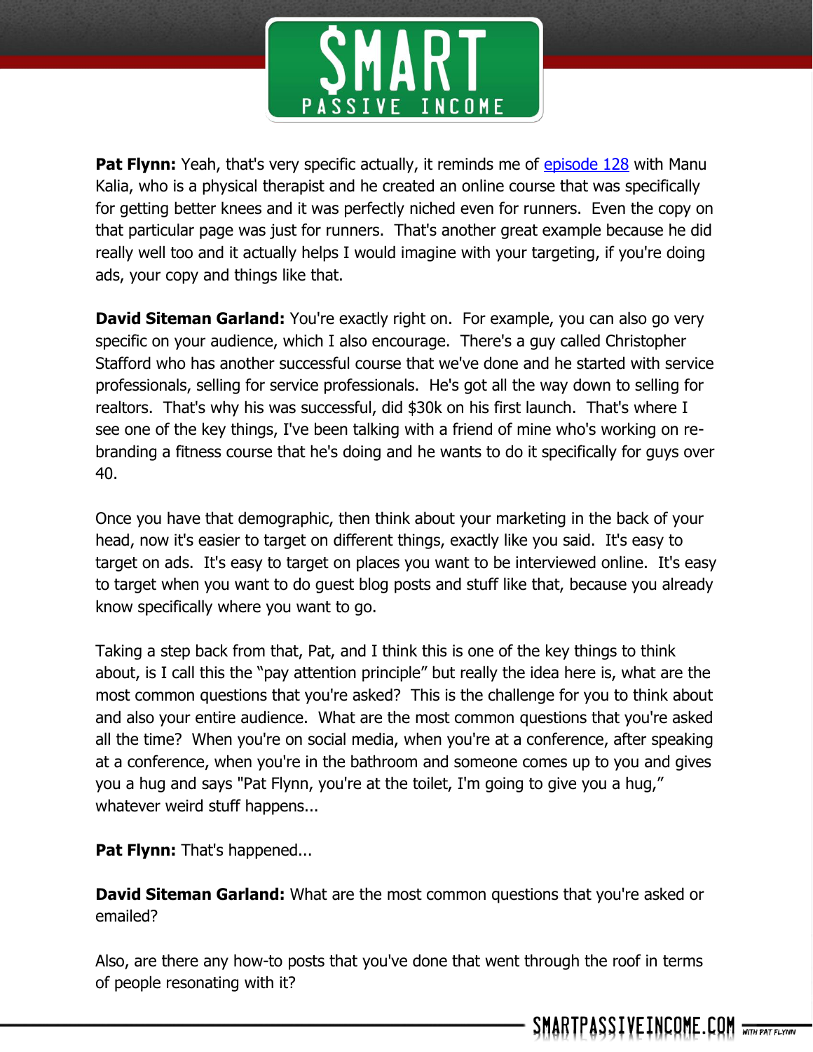**Pat Flynn:** Yeah, that's very specific actually, it reminds me of [episode 128](episode 128) with Manu Kalia, who is a physical therapist and he created an online course that was specifically for getting better knees and it was perfectly niched even for runners. Even the copy on that particular page was just for runners. That's another great example because he did really well too and it actually helps I would imagine with your targeting, if you're doing ads, your copy and things like that.

**David Siteman Garland:** You're exactly right on. For example, you can also go very specific on your audience, which I also encourage. There's a guy called Christopher Stafford who has another successful course that we've done and he started with service professionals, selling for service professionals. He's got all the way down to selling for realtors. That's why his was successful, did $30k on his first launch. That's where I see one of the key things, I've been talking with a friend of mine who's working on re-branding a fitness course that he's doing and he wants to do it specifically for guys over 40.

Once you have that demographic, then think about your marketing in the back of your head, now it's easier to target on different things, exactly like you said. It's easy to target on ads. It's easy to target on places you want to be interviewed online. It's easy to target when you want to do guest blog posts and stuff like that, because you already know specifically where you want to go.

Taking a step back from that, Pat, and I think this is one of the key things to think about, is I call this the "pay attention principle" but really the idea here is, what are the most common questions that you're asked? This is the challenge for you to think about and also your entire audience. What are the most common questions that you're asked all the time? When you're on social media, when you're at a conference, after speaking at a conference, when you're in the bathroom and someone comes up to you and gives you a hug and says "Pat Flynn, you're at the toilet, I'm going to give you a hug," whatever weird stuff happens...

**Pat Flynn:** That's happened...

**David Siteman Garland:** What are the most common questions that you're asked or emailed?

Also, are there any how-to posts that you've done that went through the roof in terms of people resonating with it?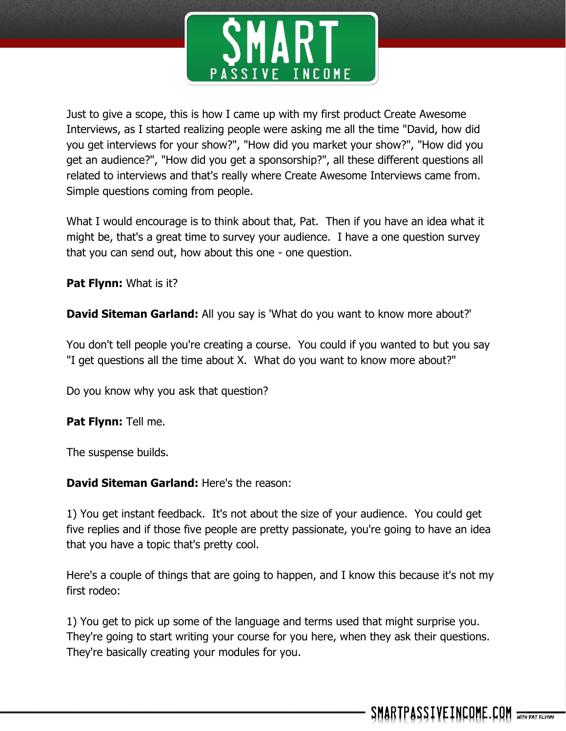Just to give a scope, this is how I came up with my first product Create Awesome Interviews, as I started realizing people were asking me all the time "David, how did you get interviews for your show?", "How did you market your show?", "How did you get an audience?", "How did you get a sponsorship?", all these different questions all related to interviews and that's really where Create Awesome Interviews came from. Simple questions coming from people.

What I would encourage is to think about that, Pat. Then if you have an idea what it might be, that's a great time to survey your audience. I have a one question survey that you can send out, how about this one - one question.

**Pat Flynn:** What is it?

**David Siteman Garland:** All you say is 'What do you want to know more about?'

You don't tell people you're creating a course. You could if you wanted to but you say "I get questions all the time about X. What do you want to know more about?"

Do you know why you ask that question?

**Pat Flynn:** Tell me.

The suspense builds.

**David Siteman Garland:** Here's the reason:

1) You get instant feedback. It's not about the size of your audience. You could get five replies and if those five people are pretty passionate, you're going to have an idea that you have a topic that's pretty cool.

Here's a couple of things that are going to happen, and I know this because it's not my first rodeo:

1) You get to pick up some of the language and terms used that might surprise you. They're going to start writing your course for you here, when they ask their questions. They're basically creating your modules for you.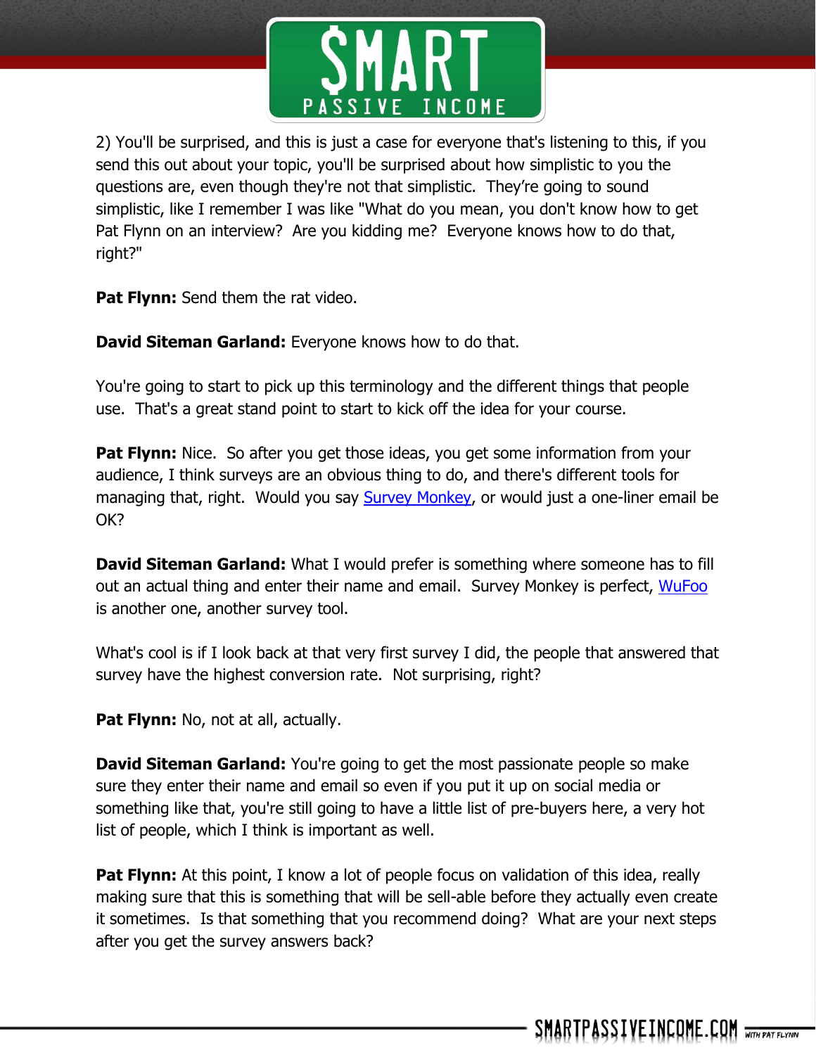2) You'll be surprised, and this is just a case for everyone that's listening to this, if you send this out about your topic, you'll be surprised about how simplistic to you the questions are, even though they're not that simplistic. They're going to sound simplistic, like I remember I was like "What do you mean, you don't know how to get Pat Flynn on an interview? Are you kidding me? Everyone knows how to do that, right?"

**Pat Flynn:** Send them the rat video.

**David Siteman Garland:** Everyone knows how to do that.

You're going to start to pick up this terminology and the different things that people use. That's a great stand point to start to kick off the idea for your course.

**Pat Flynn:** Nice. So after you get those ideas, you get some information from your audience, I think surveys are an obvious thing to do, and there's different tools for managing that, right. Would you say Survey Monkey, or would just a one-liner email be OK?

**David Siteman Garland:** What I would prefer is something where someone has to fill out an actual thing and enter their name and email. Survey Monkey is perfect, WuFoo is another one, another survey tool.

What's cool is if I look back at that very first survey I did, the people that answered that survey have the highest conversion rate. Not surprising, right?

**Pat Flynn:** No, not at all, actually.

**David Siteman Garland:** You're going to get the most passionate people so make sure they enter their name and email so even if you put it up on social media or something like that, you're still going to have a little list of pre-buyers here, a very hot list of people, which I think is important as well.

**Pat Flynn:** At this point, I know a lot of people focus on validation of this idea, really making sure that this is something that will be sell-able before they actually even create it sometimes. Is that something that you recommend doing? What are your next steps after you get the survey answers back?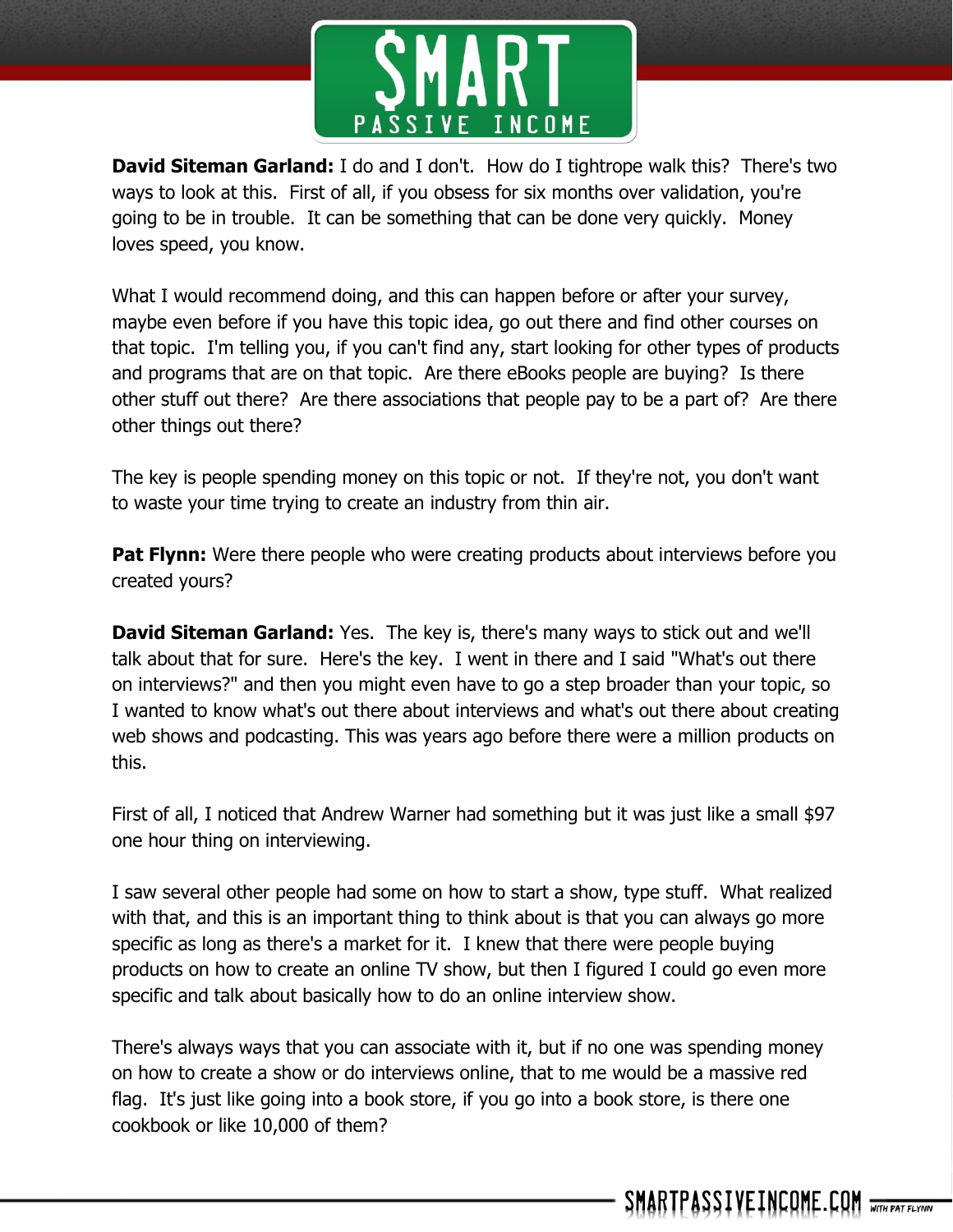**David Siteman Garland:** I do and I don't. How do I tightrope walk this? There's two ways to look at this. First of all, if you obsess for six months over validation, you're going to be in trouble. It can be something that can be done very quickly. Money loves speed, you know.

What I would recommend doing, and this can happen before or after your survey, maybe even before if you have this topic idea, go out there and find other courses on that topic. I'm telling you, if you can't find any, start looking for other types of products and programs that are on that topic. Are there eBooks people are buying? Is there other stuff out there? Are there associations that people pay to be a part of? Are there other things out there?

The key is people spending money on this topic or not. If they're not, you don't want to waste your time trying to create an industry from thin air.

**Pat Flynn:** Were there people who were creating products about interviews before you created yours?

**David Siteman Garland:** Yes. The key is, there's many ways to stick out and we'll talk about that for sure. Here's the key. I went in there and I said "What's out there on interviews?" and then you might even have to go a step broader than your topic, so I wanted to know what's out there about interviews and what's out there about creating web shows and podcasting. This was years ago before there were a million products on this.

First of all, I noticed that Andrew Warner had something but it was just like a small $97 one hour thing on interviewing.

I saw several other people had some on how to start a show, type stuff. What realized with that, and this is an important thing to think about is that you can always go more specific as long as there's a market for it. I knew that there were people buying products on how to create an online TV show, but then I figured I could go even more specific and talk about basically how to do an online interview show.

There's always ways that you can associate with it, but if no one was spending money on how to create a show or do interviews online, that to me would be a massive red flag. It's just like going into a book store, if you go into a book store, is there one cookbook or like 10,000 of them?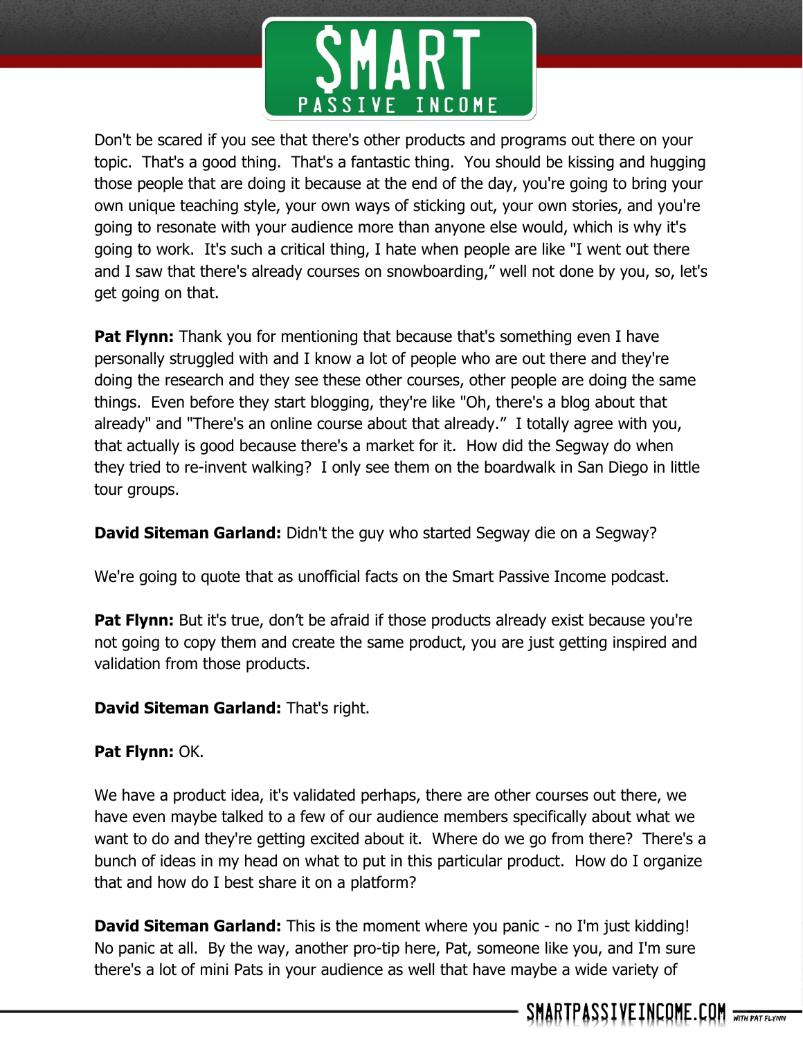Don't be scared if you see that there's other products and programs out there on your topic. That's a good thing. That's a fantastic thing. You should be kissing and hugging those people that are doing it because at the end of the day, you're going to bring your own unique teaching style, your own ways of sticking out, your own stories, and you're going to resonate with your audience more than anyone else would, which is why it's going to work. It's such a critical thing, I hate when people are like "I went out there and I saw that there's already courses on snowboarding," well not done by you, so, let's get going on that.

**Pat Flynn:** Thank you for mentioning that because that's something even I have personally struggled with and I know a lot of people who are out there and they're doing the research and they see these other courses, other people are doing the same things. Even before they start blogging, they're like "Oh, there's a blog about that already" and "There's an online course about that already." I totally agree with you, that actually is good because there's a market for it. How did the Segway do when they tried to re-invent walking? I only see them on the boardwalk in San Diego in little tour groups.

**David Siteman Garland:** Didn't the guy who started Segway die on a Segway?

We're going to quote that as unofficial facts on the Smart Passive Income podcast.

**Pat Flynn:** But it's true, don't be afraid if those products already exist because you're not going to copy them and create the same product, you are just getting inspired and validation from those products.

**David Siteman Garland:** That's right.

**Pat Flynn:** OK.

We have a product idea, it's validated perhaps, there are other courses out there, we have even maybe talked to a few of our audience members specifically about what we want to do and they're getting excited about it. Where do we go from there? There's a bunch of ideas in my head on what to put in this particular product. How do I organize that and how do I best share it on a platform?

**David Siteman Garland:** This is the moment where you panic - no I'm just kidding! No panic at all. By the way, another pro-tip here, Pat, someone like you, and I'm sure there's a lot of mini Pats in your audience as well that have maybe a wide variety of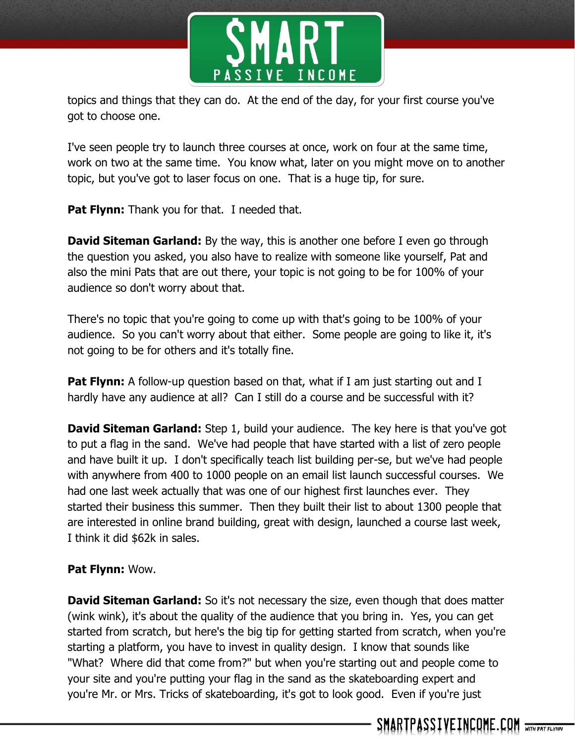topics and things that they can do. At the end of the day, for your first course you've got to choose one.

I've seen people try to launch three courses at once, work on four at the same time, work on two at the same time. You know what, later on you might move on to another topic, but you've got to laser focus on one. That is a huge tip, for sure.

**Pat Flynn:** Thank you for that. I needed that.

**David Siteman Garland:** By the way, this is another one before I even go through the question you asked, you also have to realize with someone like yourself, Pat and also the mini Pats that are out there, your topic is not going to be for 100% of your audience so don't worry about that.

There's no topic that you're going to come up with that's going to be 100% of your audience. So you can't worry about that either. Some people are going to like it, it's not going to be for others and it's totally fine.

**Pat Flynn:** A follow-up question based on that, what if I am just starting out and I hardly have any audience at all? Can I still do a course and be successful with it?

**David Siteman Garland:** Step 1, build your audience. The key here is that you've got to put a flag in the sand. We've had people that have started with a list of zero people and have built it up. I don't specifically teach list building per-se, but we've had people with anywhere from 400 to 1000 people on an email list launch successful courses. We had one last week actually that was one of our highest first launches ever. They started their business this summer. Then they built their list to about 1300 people that are interested in online brand building, great with design, launched a course last week, I think it did $62k in sales.

**Pat Flynn:** Wow.

**David Siteman Garland:** So it's not necessary the size, even though that does matter (wink wink), it's about the quality of the audience that you bring in. Yes, you can get started from scratch, but here's the big tip for getting started from scratch, when you're starting a platform, you have to invest in quality design. I know that sounds like "What? Where did that come from?" but when you're starting out and people come to your site and you're putting your flag in the sand as the skateboarding expert and you're Mr. or Mrs. Tricks of skateboarding, it's got to look good. Even if you're just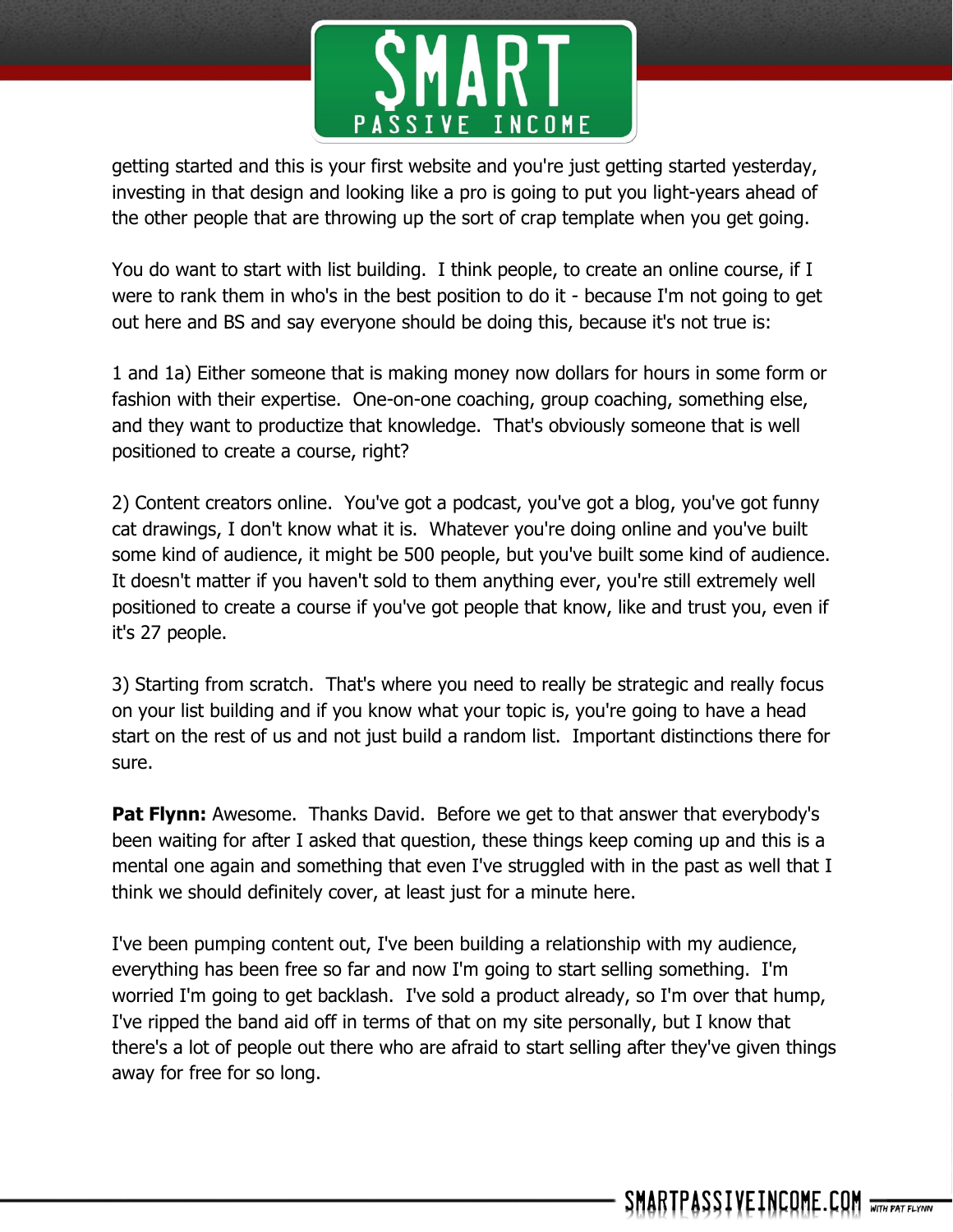getting started and this is your first website and you're just getting started yesterday, investing in that design and looking like a pro is going to put you light-years ahead of the other people that are throwing up the sort of crap template when you get going.

You do want to start with list building. I think people, to create an online course, if I were to rank them in who's in the best position to do it - because I'm not going to get out here and BS and say everyone should be doing this, because it's not true is:

1 and 1a) Either someone that is making money now dollars for hours in some form or fashion with their expertise. One-on-one coaching, group coaching, something else, and they want to productize that knowledge. That's obviously someone that is well positioned to create a course, right?

2) Content creators online. You've got a podcast, you've got a blog, you've got funny cat drawings, I don't know what it is. Whatever you're doing online and you've built some kind of audience, it might be 500 people, but you've built some kind of audience. It doesn't matter if you haven't sold to them anything ever, you're still extremely well positioned to create a course if you've got people that know, like and trust you, even if it's 27 people.

3) Starting from scratch. That's where you need to really be strategic and really focus on your list building and if you know what your topic is, you're going to have a head start on the rest of us and not just build a random list. Important distinctions there for sure.

**Pat Flynn:** Awesome. Thanks David. Before we get to that answer that everybody's been waiting for after I asked that question, these things keep coming up and this is a mental one again and something that even I've struggled with in the past as well that I think we should definitely cover, at least just for a minute here.

I've been pumping content out, I've been building a relationship with my audience, everything has been free so far and now I'm going to start selling something. I'm worried I'm going to get backlash. I've sold a product already, so I'm over that hump, I've ripped the band aid off in terms of that on my site personally, but I know that there's a lot of people out there who are afraid to start selling after they've given things away for free for so long.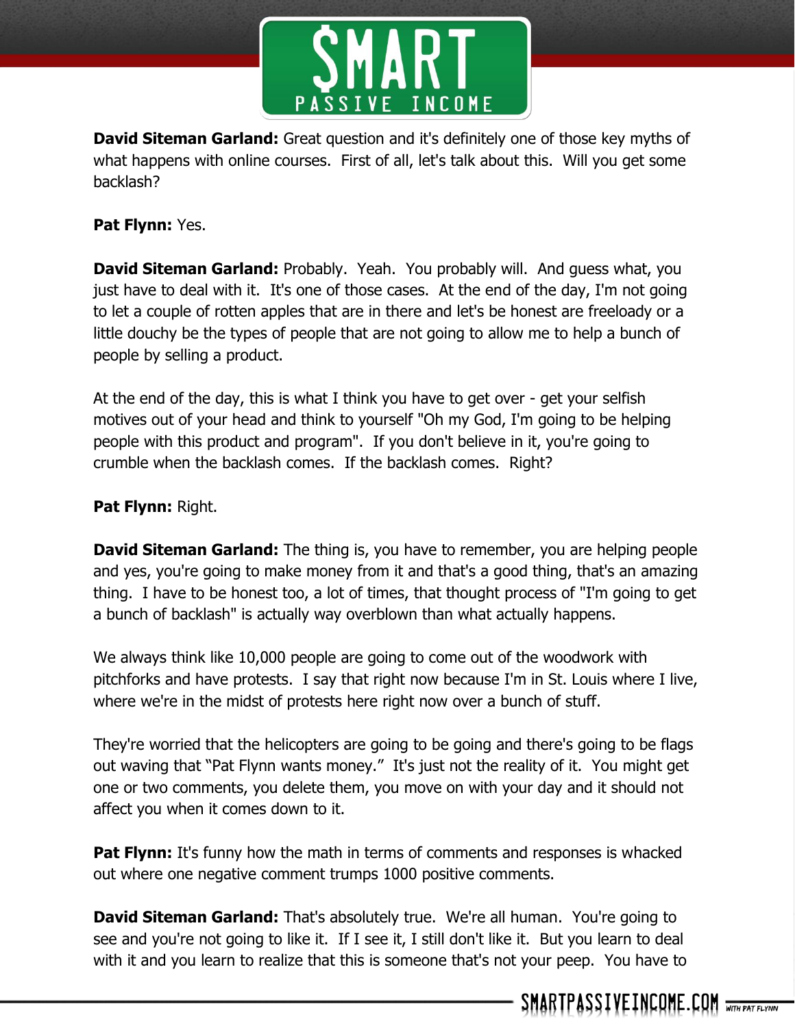**David Siteman Garland:** Great question and it's definitely one of those key myths of what happens with online courses. First of all, let's talk about this. Will you get some backlash?

**Pat Flynn:** Yes.

**David Siteman Garland:** Probably. Yeah. You probably will. And guess what, you just have to deal with it. It's one of those cases. At the end of the day, I'm not going to let a couple of rotten apples that are in there and let's be honest are freeloady or a little douchy be the types of people that are not going to allow me to help a bunch of people by selling a product.

At the end of the day, this is what I think you have to get over - get your selfish motives out of your head and think to yourself "Oh my God, I'm going to be helping people with this product and program". If you don't believe in it, you're going to crumble when the backlash comes. If the backlash comes. Right?

**Pat Flynn:** Right.

**David Siteman Garland:** The thing is, you have to remember, you are helping people and yes, you're going to make money from it and that's a good thing, that's an amazing thing. I have to be honest too, a lot of times, that thought process of "I'm going to get a bunch of backlash" is actually way overblown than what actually happens.

We always think like 10,000 people are going to come out of the woodwork with pitchforks and have protests. I say that right now because I'm in St. Louis where I live, where we're in the midst of protests here right now over a bunch of stuff.

They're worried that the helicopters are going to be going and there's going to be flags out waving that "Pat Flynn wants money." It's just not the reality of it. You might get one or two comments, you delete them, you move on with your day and it should not affect you when it comes down to it.

**Pat Flynn:** It's funny how the math in terms of comments and responses is whacked out where one negative comment trumps 1000 positive comments.

**David Siteman Garland:** That's absolutely true. We're all human. You're going to see and you're not going to like it. If I see it, I still don't like it. But you learn to deal with it and you learn to realize that this is someone that's not your peep. You have to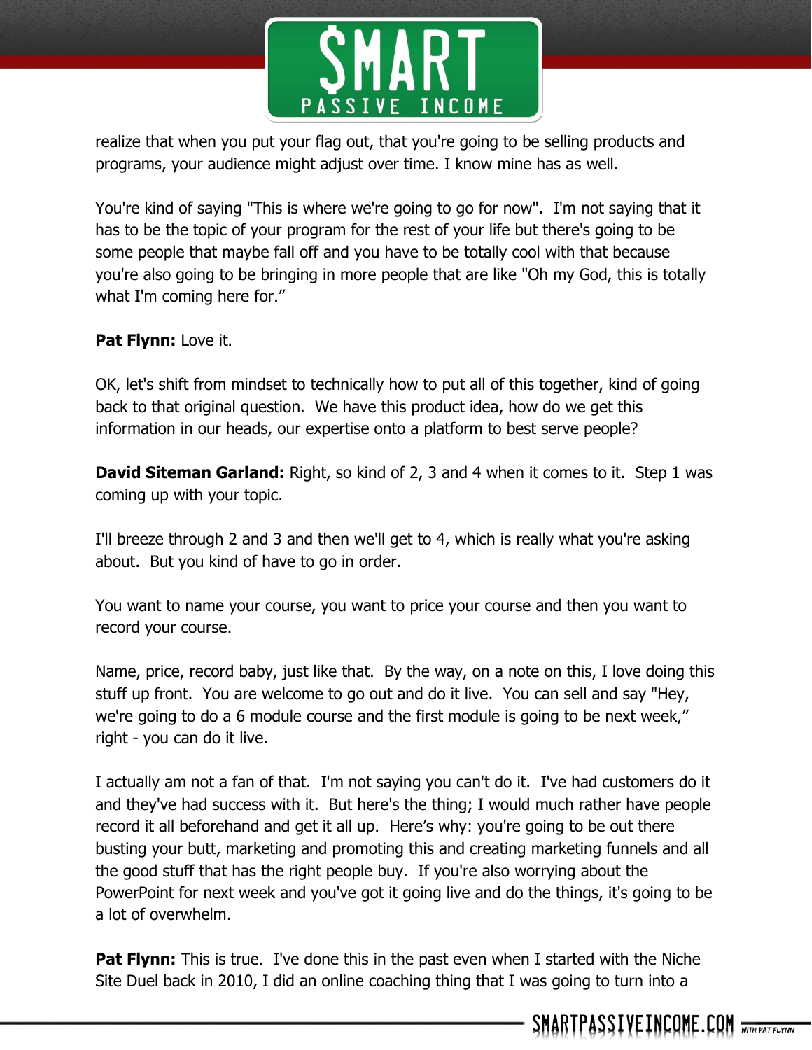realize that when you put your flag out, that you're going to be selling products and programs, your audience might adjust over time. I know mine has as well.

You're kind of saying "This is where we're going to go for now". I'm not saying that it has to be the topic of your program for the rest of your life but there's going to be some people that maybe fall off and you have to be totally cool with that because you're also going to be bringing in more people that are like "Oh my God, this is totally what I'm coming here for."

**Pat Flynn:** Love it.

OK, let's shift from mindset to technically how to put all of this together, kind of going back to that original question. We have this product idea, how do we get this information in our heads, our expertise onto a platform to best serve people?

**David Siteman Garland:** Right, so kind of 2, 3 and 4 when it comes to it. Step 1 was coming up with your topic.

I'll breeze through 2 and 3 and then we'll get to 4, which is really what you're asking about. But you kind of have to go in order.

You want to name your course, you want to price your course and then you want to record your course.

Name, price, record baby, just like that. By the way, on a note on this, I love doing this stuff up front. You are welcome to go out and do it live. You can sell and say "Hey, we're going to do a 6 module course and the first module is going to be next week," right - you can do it live.

I actually am not a fan of that. I'm not saying you can't do it. I've had customers do it and they've had success with it. But here's the thing; I would much rather have people record it all beforehand and get it all up. Here's why: you're going to be out there busting your butt, marketing and promoting this and creating marketing funnels and all the good stuff that has the right people buy. If you're also worrying about the PowerPoint for next week and you've got it going live and do the things, it's going to be a lot of overwhelm.

**Pat Flynn:** This is true. I've done this in the past even when I started with the Niche Site Duel back in 2010, I did an online coaching thing that I was going to turn into a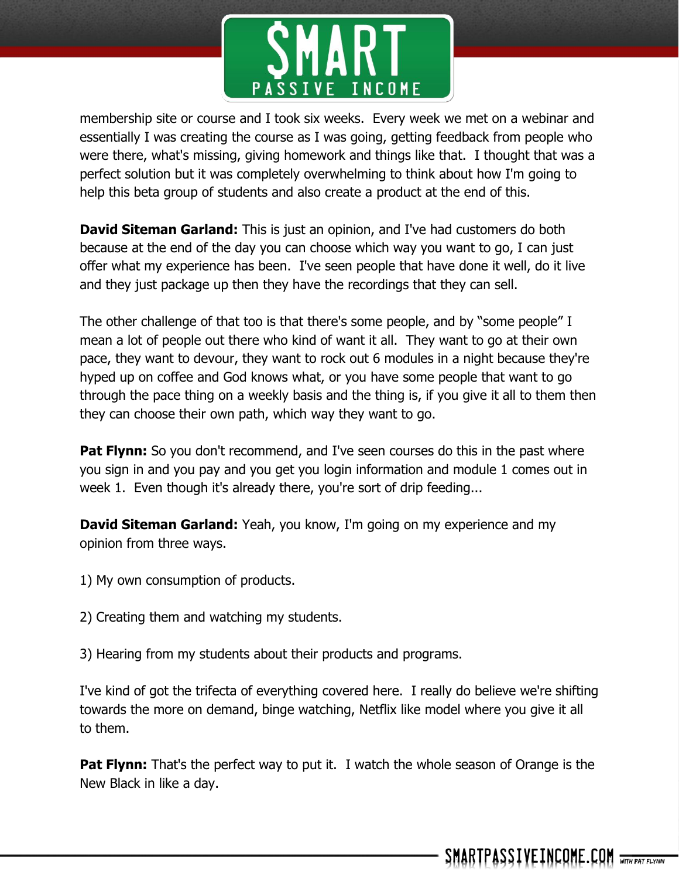membership site or course and I took six weeks. Every week we met on a webinar and essentially I was creating the course as I was going, getting feedback from people who were there, what's missing, giving homework and things like that. I thought that was a perfect solution but it was completely overwhelming to think about how I'm going to help this beta group of students and also create a product at the end of this.

**David Siteman Garland:** This is just an opinion, and I've had customers do both because at the end of the day you can choose which way you want to go, I can just offer what my experience has been. I've seen people that have done it well, do it live and they just package up then they have the recordings that they can sell.

The other challenge of that too is that there's some people, and by "some people" I mean a lot of people out there who kind of want it all. They want to go at their own pace, they want to devour, they want to rock out 6 modules in a night because they're hyped up on coffee and God knows what, or you have some people that want to go through the pace thing on a weekly basis and the thing is, if you give it all to them then they can choose their own path, which way they want to go.

**Pat Flynn:** So you don't recommend, and I've seen courses do this in the past where you sign in and you pay and you get you login information and module 1 comes out in week 1. Even though it's already there, you're sort of drip feeding...

**David Siteman Garland:** Yeah, you know, I'm going on my experience and my opinion from three ways.

1) My own consumption of products.

2) Creating them and watching my students.

3) Hearing from my students about their products and programs.

I've kind of got the trifecta of everything covered here. I really do believe we're shifting towards the more on demand, binge watching, Netflix like model where you give it all to them.

**Pat Flynn:** That's the perfect way to put it. I watch the whole season of Orange is the New Black in like a day.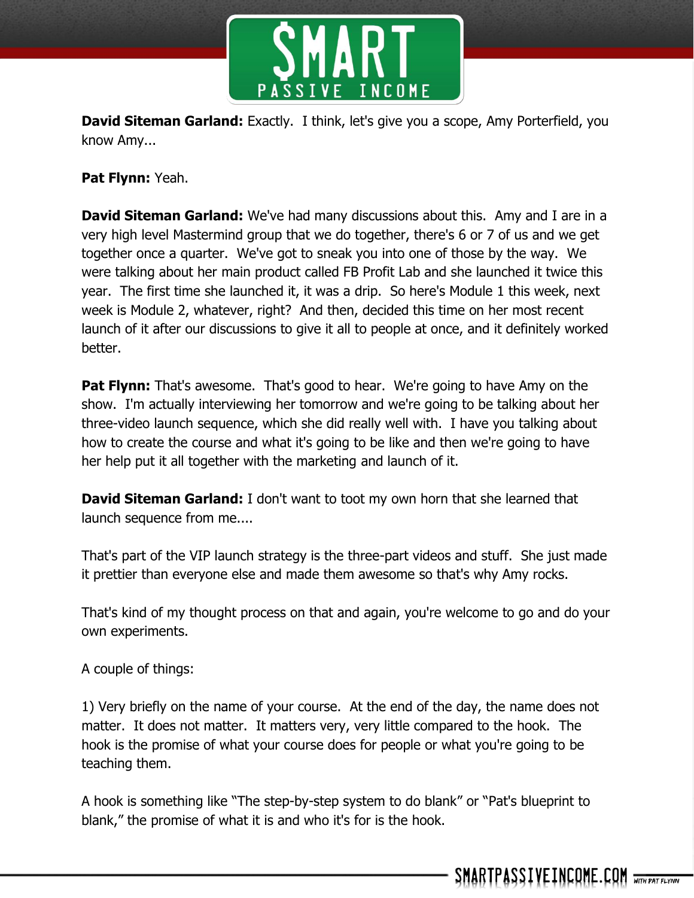**David Siteman Garland:** Exactly. I think, let's give you a scope, Amy Porterfield, you know Amy...

**Pat Flynn:** Yeah.

**David Siteman Garland:** We've had many discussions about this. Amy and I are in a very high level Mastermind group that we do together, there's 6 or 7 of us and we get together once a quarter. We've got to sneak you into one of those by the way. We were talking about her main product called FB Profit Lab and she launched it twice this year. The first time she launched it, it was a drip. So here's Module 1 this week, next week is Module 2, whatever, right? And then, decided this time on her most recent launch of it after our discussions to give it all to people at once, and it definitely worked better.

**Pat Flynn:** That's awesome. That's good to hear. We're going to have Amy on the show. I'm actually interviewing her tomorrow and we're going to be talking about her three-video launch sequence, which she did really well with. I have you talking about how to create the course and what it's going to be like and then we're going to have her help put it all together with the marketing and launch of it.

**David Siteman Garland:** I don't want to toot my own horn that she learned that launch sequence from me....

That's part of the VIP launch strategy is the three-part videos and stuff. She just made it prettier than everyone else and made them awesome so that's why Amy rocks.

That's kind of my thought process on that and again, you're welcome to go and do your own experiments.

A couple of things:

1) Very briefly on the name of your course. At the end of the day, the name does not matter. It does not matter. It matters very, very little compared to the hook. The hook is the promise of what your course does for people or what you're going to be teaching them.

A hook is something like "The step-by-step system to do blank" or "Pat's blueprint to blank," the promise of what it is and who it's for is the hook.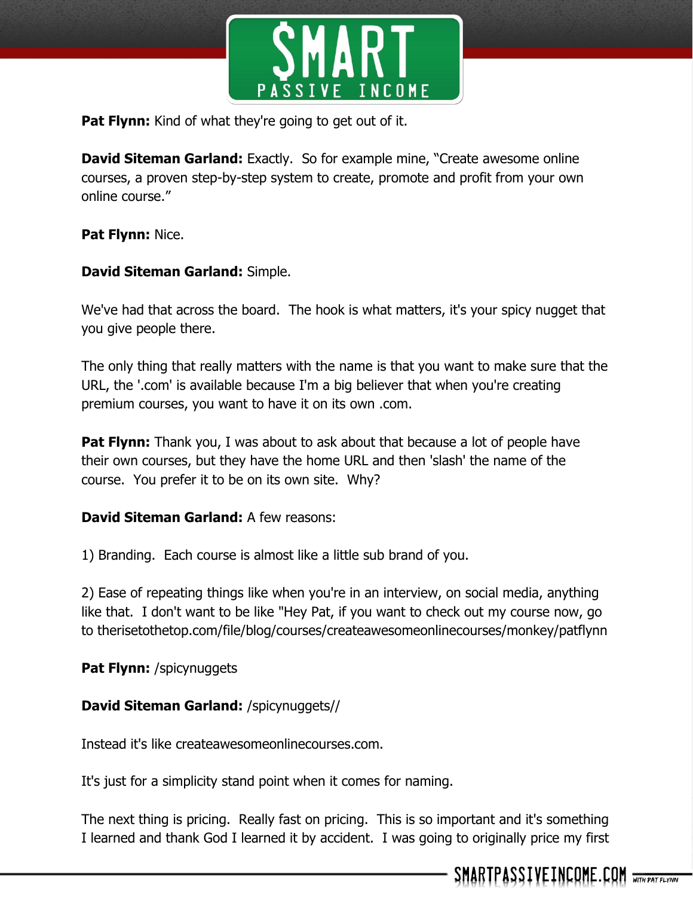**Pat Flynn:** Kind of what they're going to get out of it.

**David Siteman Garland:** Exactly. So for example mine, "Create awesome online courses, a proven step-by-step system to create, promote and profit from your own online course."

**Pat Flynn:** Nice.

**David Siteman Garland:** Simple.

We've had that across the board. The hook is what matters, it's your spicy nugget that you give people there.

The only thing that really matters with the name is that you want to make sure that the URL, the '.com' is available because I'm a big believer that when you're creating premium courses, you want to have it on its own .com.

**Pat Flynn:** Thank you, I was about to ask about that because a lot of people have their own courses, but they have the home URL and then 'slash' the name of the course. You prefer it to be on its own site. Why?

**David Siteman Garland:** A few reasons:

1) Branding. Each course is almost like a little sub brand of you.

2) Ease of repeating things like when you're in an interview, on social media, anything like that. I don't want to be like "Hey Pat, if you want to check out my course now, go to therisetothetop.com/file/blog/courses/createawesomeonlinecourses/monkey/patflynn

**Pat Flynn:** /spicynuggets

**David Siteman Garland:** /spicynuggets//

Instead it's like createawesomeonlinecourses.com.

It's just for a simplicity stand point when it comes for naming.

The next thing is pricing. Really fast on pricing. This is so important and it's something I learned and thank God I learned it by accident. I was going to originally price my first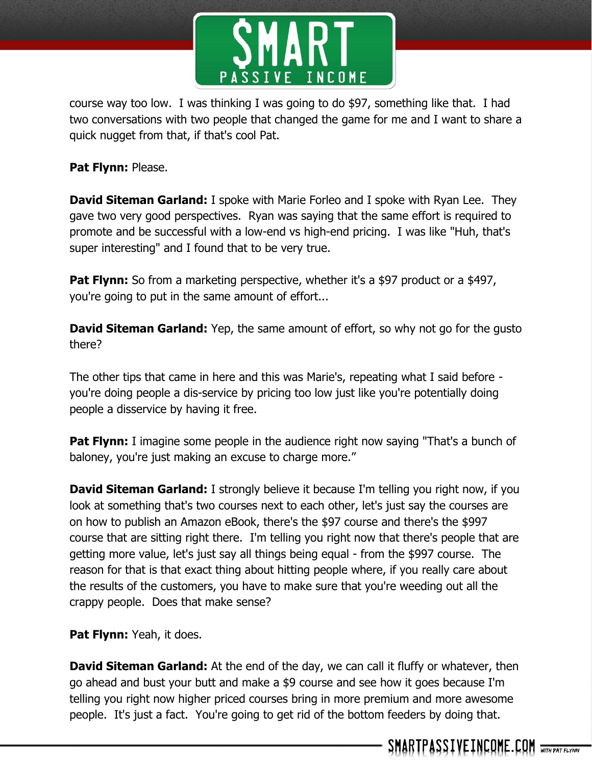course way too low. I was thinking I was going to do $97, something like that. I had two conversations with two people that changed the game for me and I want to share a quick nugget from that, if that's cool Pat.

**Pat Flynn:** Please.

**David Siteman Garland:** I spoke with Marie Forleo and I spoke with Ryan Lee. They gave two very good perspectives. Ryan was saying that the same effort is required to promote and be successful with a low-end vs high-end pricing. I was like "Huh, that's super interesting" and I found that to be very true.

**Pat Flynn:** So from a marketing perspective, whether it's a $97 product or a $497, you're going to put in the same amount of effort...

**David Siteman Garland:** Yep, the same amount of effort, so why not go for the gusto there?

The other tips that came in here and this was Marie's, repeating what I said before - you're doing people a dis-service by pricing too low just like you're potentially doing people a disservice by having it free.

**Pat Flynn:** I imagine some people in the audience right now saying "That's a bunch of baloney, you're just making an excuse to charge more."

**David Siteman Garland:** I strongly believe it because I'm telling you right now, if you look at something that's two courses next to each other, let's just say the courses are on how to publish an Amazon eBook, there's the $97 course and there's the $997 course that are sitting right there. I'm telling you right now that there's people that are getting more value, let's just say all things being equal - from the $997 course. The reason for that is that exact thing about hitting people where, if you really care about the results of the customers, you have to make sure that you're weeding out all the crappy people. Does that make sense?

**Pat Flynn:** Yeah, it does.

**David Siteman Garland:** At the end of the day, we can call it fluffy or whatever, then go ahead and bust your butt and make a $9 course and see how it goes because I'm telling you right now higher priced courses bring in more premium and more awesome people. It's just a fact. You're going to get rid of the bottom feeders by doing that.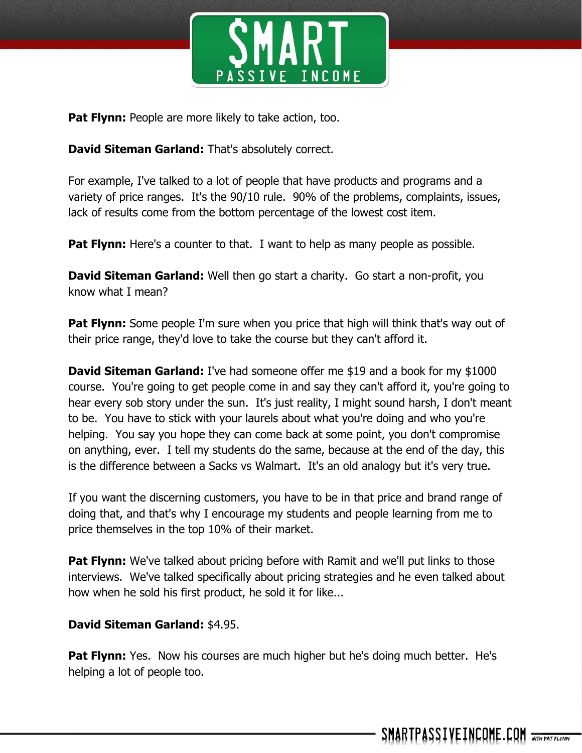**Pat Flynn:** People are more likely to take action, too.

**David Siteman Garland:** That's absolutely correct.

For example, I've talked to a lot of people that have products and programs and a variety of price ranges. It's the 90/10 rule. 90% of the problems, complaints, issues, lack of results come from the bottom percentage of the lowest cost item.

**Pat Flynn:** Here's a counter to that. I want to help as many people as possible.

**David Siteman Garland:** Well then go start a charity. Go start a non-profit, you know what I mean?

**Pat Flynn:** Some people I'm sure when you price that high will think that's way out of their price range, they'd love to take the course but they can't afford it.

**David Siteman Garland:** I've had someone offer me $19 and a book for my $1000 course. You're going to get people come in and say they can't afford it, you're going to hear every sob story under the sun. It's just reality, I might sound harsh, I don't meant to be. You have to stick with your laurels about what you're doing and who you're helping. You say you hope they can come back at some point, you don't compromise on anything, ever. I tell my students do the same, because at the end of the day, this is the difference between a Sacks vs Walmart. It's an old analogy but it's very true.

If you want the discerning customers, you have to be in that price and brand range of doing that, and that's why I encourage my students and people learning from me to price themselves in the top 10% of their market.

**Pat Flynn:** We've talked about pricing before with Ramit and we'll put links to those interviews. We've talked specifically about pricing strategies and he even talked about how when he sold his first product, he sold it for like...

**David Siteman Garland:** $4.95.

**Pat Flynn:** Yes. Now his courses are much higher but he's doing much better. He's helping a lot of people too.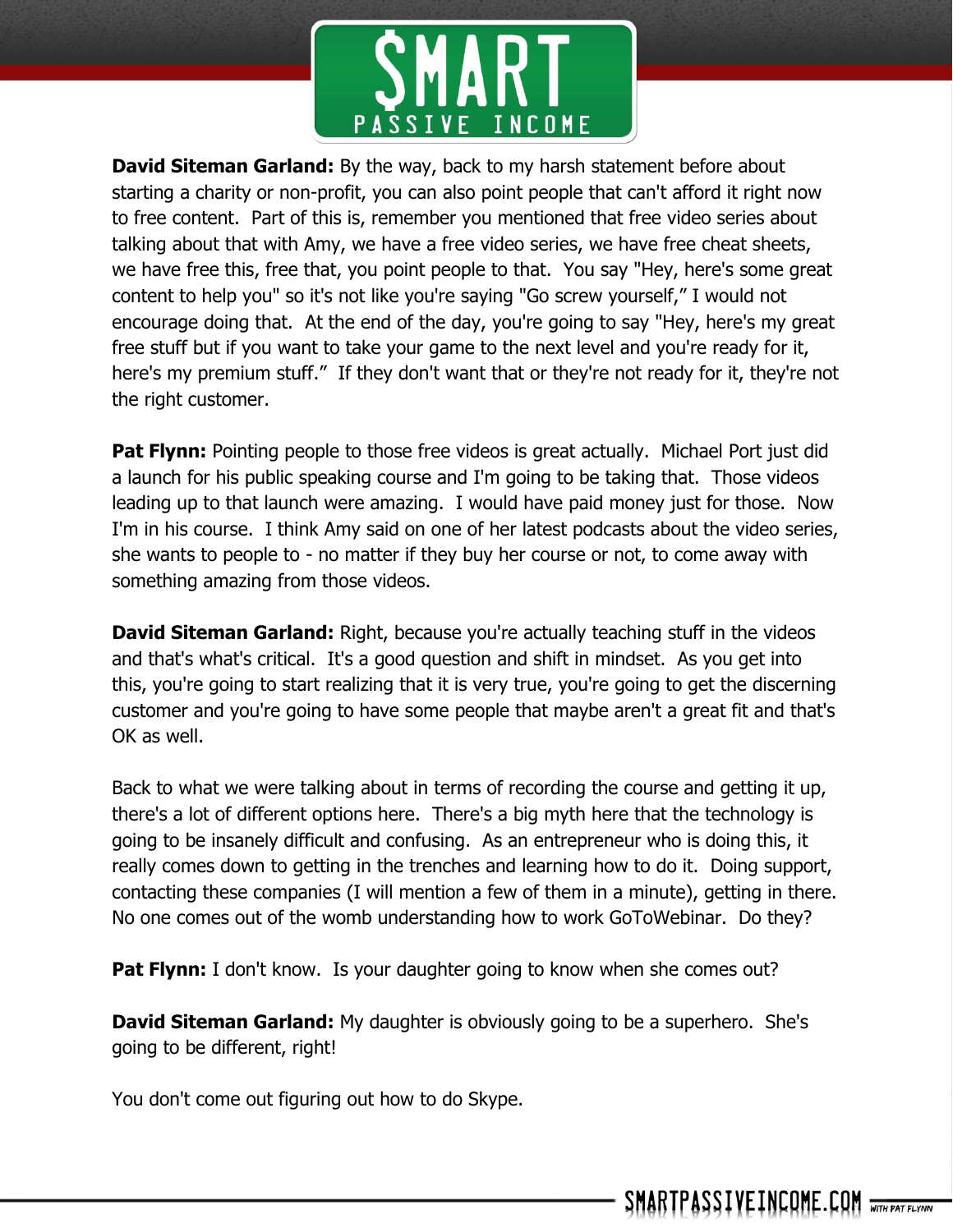**David Siteman Garland:** By the way, back to my harsh statement before about starting a charity or non-profit, you can also point people that can't afford it right now to free content. Part of this is, remember you mentioned that free video series about talking about that with Amy, we have a free video series, we have free cheat sheets, we have free this, free that, you point people to that. You say "Hey, here's some great content to help you" so it's not like you're saying "Go screw yourself," I would not encourage doing that. At the end of the day, you're going to say "Hey, here's my great free stuff but if you want to take your game to the next level and you're ready for it, here's my premium stuff." If they don't want that or they're not ready for it, they're not the right customer.

**Pat Flynn:** Pointing people to those free videos is great actually. Michael Port just did a launch for his public speaking course and I'm going to be taking that. Those videos leading up to that launch were amazing. I would have paid money just for those. Now I'm in his course. I think Amy said on one of her latest podcasts about the video series, she wants to people to - no matter if they buy her course or not, to come away with something amazing from those videos.

**David Siteman Garland:** Right, because you're actually teaching stuff in the videos and that's what's critical. It's a good question and shift in mindset. As you get into this, you're going to start realizing that it is very true, you're going to get the discerning customer and you're going to have some people that maybe aren't a great fit and that's OK as well.

Back to what we were talking about in terms of recording the course and getting it up, there's a lot of different options here. There's a big myth here that the technology is going to be insanely difficult and confusing. As an entrepreneur who is doing this, it really comes down to getting in the trenches and learning how to do it. Doing support, contacting these companies (I will mention a few of them in a minute), getting in there. No one comes out of the womb understanding how to work GoToWebinar. Do they?

**Pat Flynn:** I don't know. Is your daughter going to know when she comes out?

**David Siteman Garland:** My daughter is obviously going to be a superhero. She's going to be different, right!

You don't come out figuring out how to do Skype.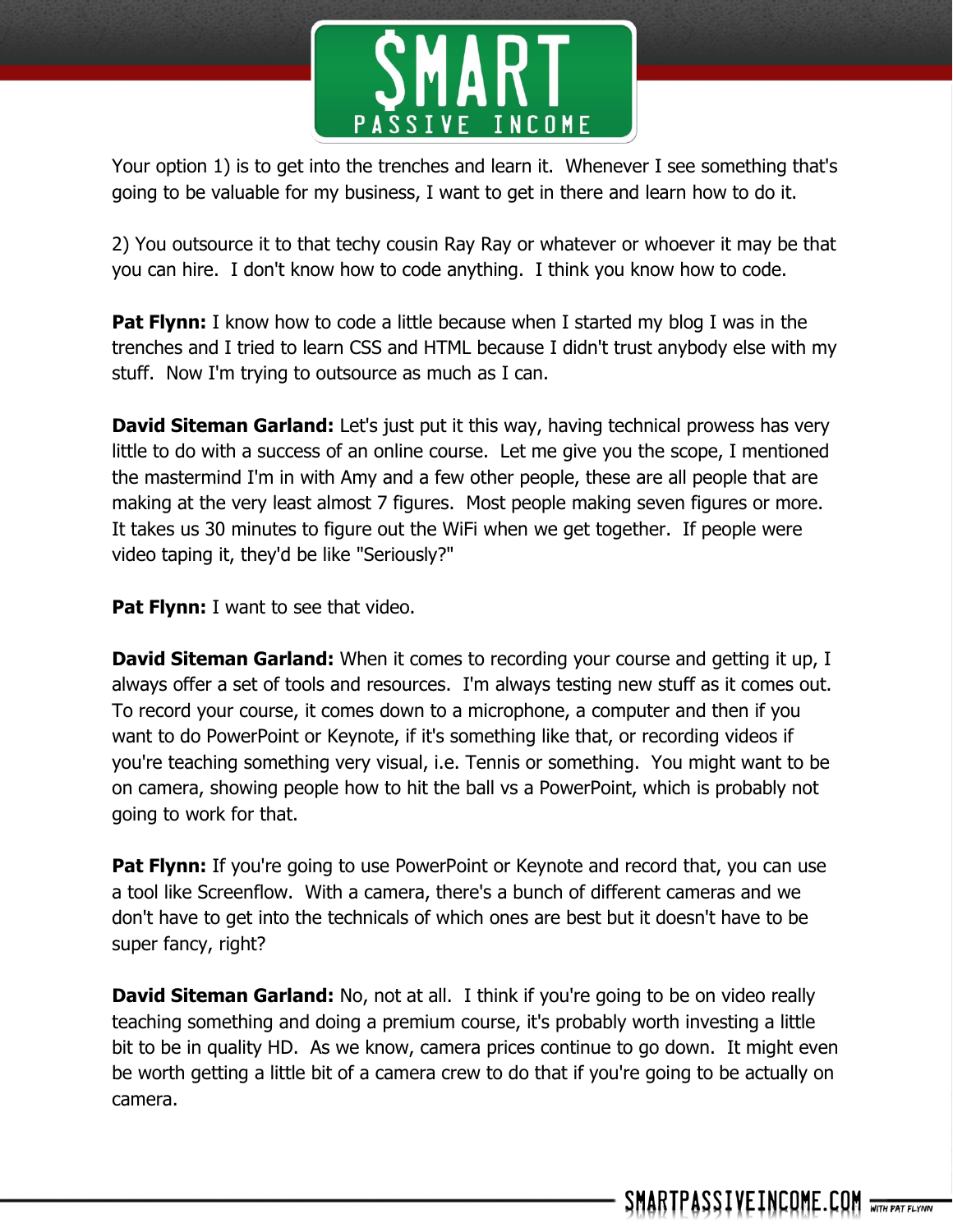Your option 1) is to get into the trenches and learn it. Whenever I see something that's going to be valuable for my business, I want to get in there and learn how to do it.

2) You outsource it to that techy cousin Ray Ray or whatever or whoever it may be that you can hire. I don't know how to code anything. I think you know how to code.

**Pat Flynn:** I know how to code a little because when I started my blog I was in the trenches and I tried to learn CSS and HTML because I didn't trust anybody else with my stuff. Now I'm trying to outsource as much as I can.

**David Siteman Garland:** Let's just put it this way, having technical prowess has very little to do with a success of an online course. Let me give you the scope, I mentioned the mastermind I'm in with Amy and a few other people, these are all people that are making at the very least almost 7 figures. Most people making seven figures or more. It takes us 30 minutes to figure out the WiFi when we get together. If people were video taping it, they'd be like "Seriously?"

**Pat Flynn:** I want to see that video.

**David Siteman Garland:** When it comes to recording your course and getting it up, I always offer a set of tools and resources. I'm always testing new stuff as it comes out. To record your course, it comes down to a microphone, a computer and then if you want to do PowerPoint or Keynote, if it's something like that, or recording videos if you're teaching something very visual, i.e. Tennis or something. You might want to be on camera, showing people how to hit the ball vs a PowerPoint, which is probably not going to work for that.

**Pat Flynn:** If you're going to use PowerPoint or Keynote and record that, you can use a tool like Screenflow. With a camera, there's a bunch of different cameras and we don't have to get into the technicals of which ones are best but it doesn't have to be super fancy, right?

**David Siteman Garland:** No, not at all. I think if you're going to be on video really teaching something and doing a premium course, it's probably worth investing a little bit to be in quality HD. As we know, camera prices continue to go down. It might even be worth getting a little bit of a camera crew to do that if you're going to be actually on camera.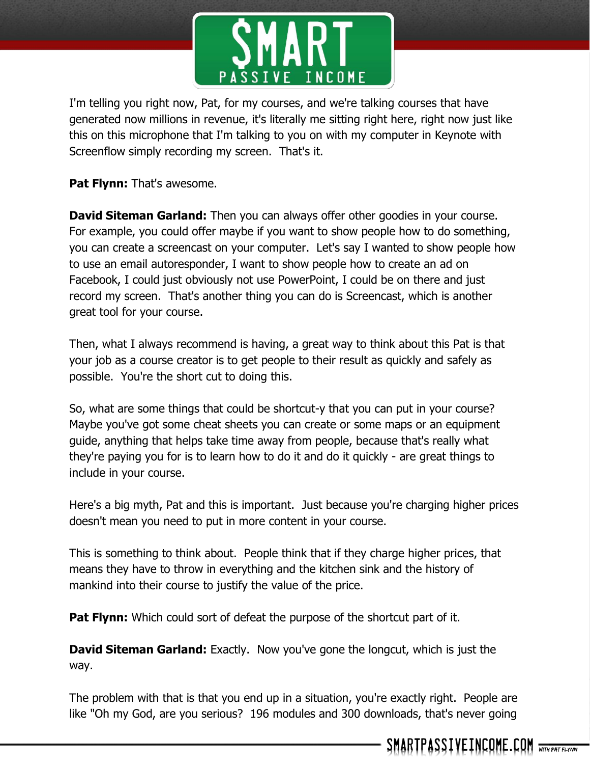I'm telling you right now, Pat, for my courses, and we're talking courses that have generated now millions in revenue, it's literally me sitting right here, right now just like this on this microphone that I'm talking to you on with my computer in Keynote with Screenflow simply recording my screen.  That's it.

**Pat Flynn:** That's awesome.

**David Siteman Garland:** Then you can always offer other goodies in your course. For example, you could offer maybe if you want to show people how to do something, you can create a screencast on your computer.  Let's say I wanted to show people how to use an email autoresponder, I want to show people how to create an ad on Facebook, I could just obviously not use PowerPoint, I could be on there and just record my screen.  That's another thing you can do is Screencast, which is another great tool for your course.

Then, what I always recommend is having, a great way to think about this Pat is that your job as a course creator is to get people to their result as quickly and safely as possible.  You're the short cut to doing this.

So, what are some things that could be shortcut-y that you can put in your course? Maybe you've got some cheat sheets you can create or some maps or an equipment guide, anything that helps take time away from people, because that's really what they're paying you for is to learn how to do it and do it quickly - are great things to include in your course.

Here's a big myth, Pat and this is important.  Just because you're charging higher prices doesn't mean you need to put in more content in your course.

This is something to think about.  People think that if they charge higher prices, that means they have to throw in everything and the kitchen sink and the history of mankind into their course to justify the value of the price.

**Pat Flynn:** Which could sort of defeat the purpose of the shortcut part of it.

**David Siteman Garland:** Exactly.  Now you've gone the longcut, which is just the way.

The problem with that is that you end up in a situation, you're exactly right.  People are like "Oh my God, are you serious?  196 modules and 300 downloads, that's never going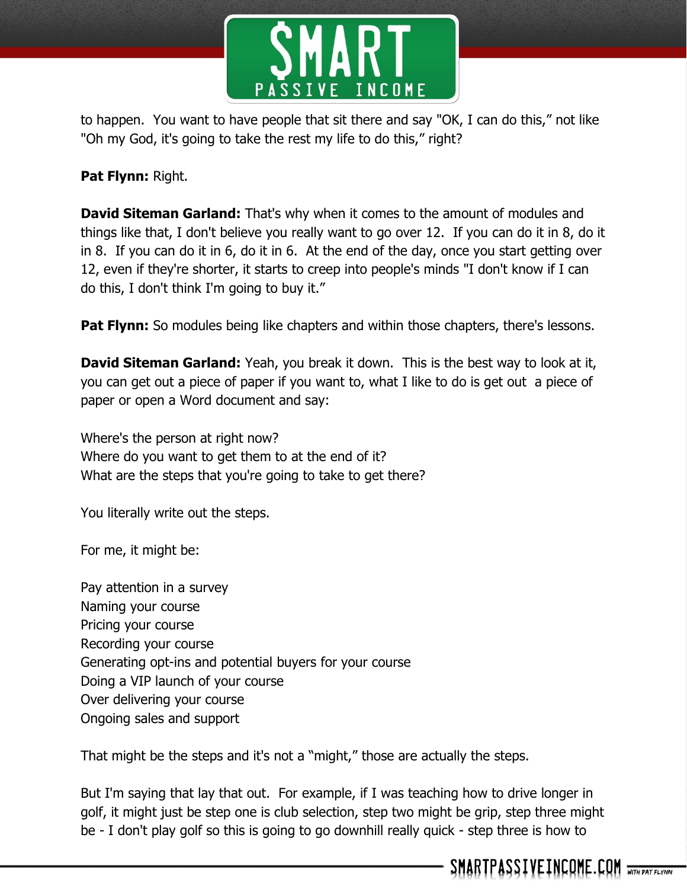to happen. You want to have people that sit there and say "OK, I can do this," not like "Oh my God, it's going to take the rest my life to do this," right?

**Pat Flynn:** Right.

**David Siteman Garland:** That's why when it comes to the amount of modules and things like that, I don't believe you really want to go over 12. If you can do it in 8, do it in 8. If you can do it in 6, do it in 6. At the end of the day, once you start getting over 12, even if they're shorter, it starts to creep into people's minds "I don't know if I can do this, I don't think I'm going to buy it."

**Pat Flynn:** So modules being like chapters and within those chapters, there's lessons.

**David Siteman Garland:** Yeah, you break it down. This is the best way to look at it, you can get out a piece of paper if you want to, what I like to do is get out a piece of paper or open a Word document and say:

Where's the person at right now?
Where do you want to get them to at the end of it?
What are the steps that you're going to take to get there?

You literally write out the steps.

For me, it might be:

Pay attention in a survey
Naming your course
Pricing your course
Recording your course
Generating opt-ins and potential buyers for your course
Doing a VIP launch of your course
Over delivering your course
Ongoing sales and support

That might be the steps and it's not a "might," those are actually the steps.

But I'm saying that lay that out. For example, if I was teaching how to drive longer in golf, it might just be step one is club selection, step two might be grip, step three might be - I don't play golf so this is going to go downhill really quick - step three is how to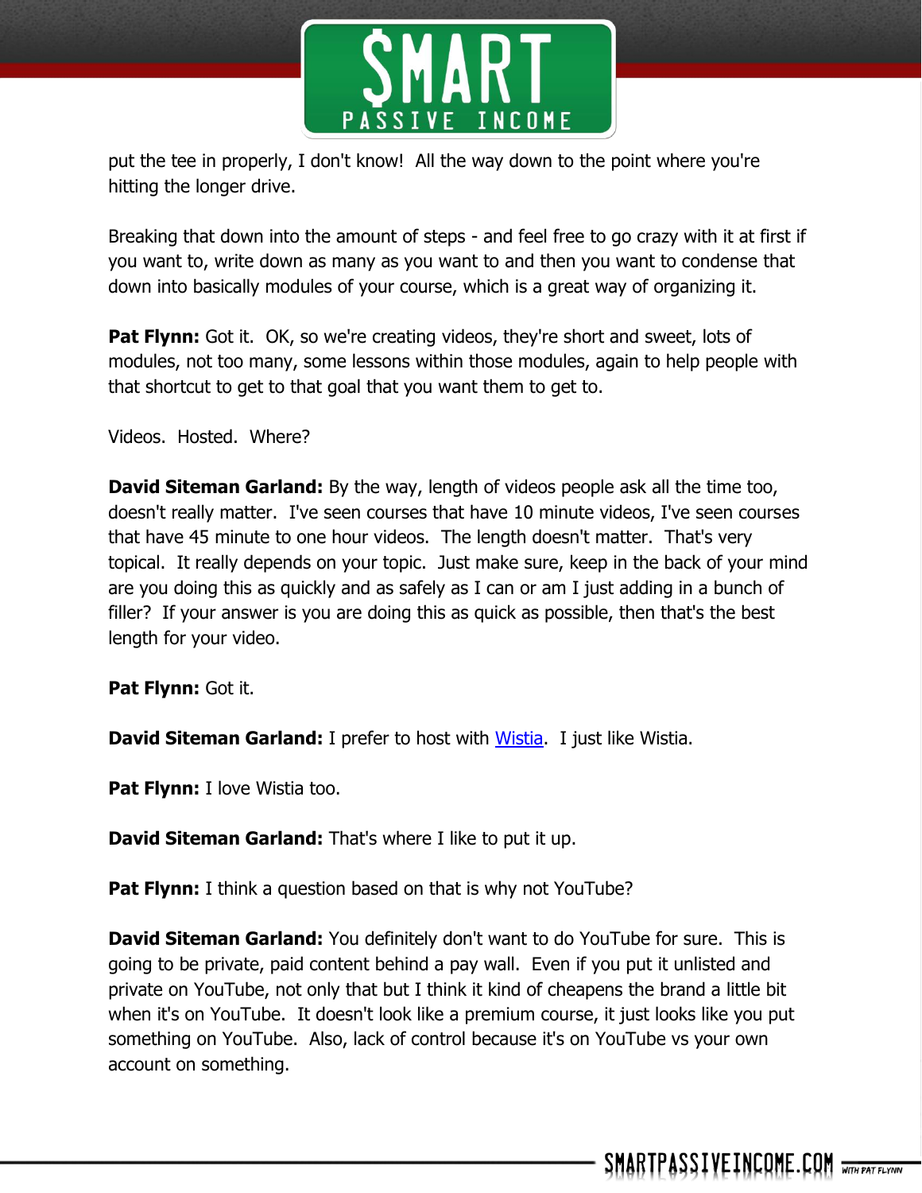put the tee in properly, I don't know! All the way down to the point where you're hitting the longer drive.

Breaking that down into the amount of steps - and feel free to go crazy with it at first if you want to, write down as many as you want to and then you want to condense that down into basically modules of your course, which is a great way of organizing it.

**Pat Flynn:** Got it. OK, so we're creating videos, they're short and sweet, lots of modules, not too many, some lessons within those modules, again to help people with that shortcut to get to that goal that you want them to get to.

Videos. Hosted. Where?

**David Siteman Garland:** By the way, length of videos people ask all the time too, doesn't really matter. I've seen courses that have 10 minute videos, I've seen courses that have 45 minute to one hour videos. The length doesn't matter. That's very topical. It really depends on your topic. Just make sure, keep in the back of your mind are you doing this as quickly and as safely as I can or am I just adding in a bunch of filler? If your answer is you are doing this as quick as possible, then that's the best length for your video.

**Pat Flynn:** Got it.

**David Siteman Garland:** I prefer to host with Wistia. I just like Wistia.

**Pat Flynn:** I love Wistia too.

**David Siteman Garland:** That's where I like to put it up.

**Pat Flynn:** I think a question based on that is why not YouTube?

**David Siteman Garland:** You definitely don't want to do YouTube for sure. This is going to be private, paid content behind a pay wall. Even if you put it unlisted and private on YouTube, not only that but I think it kind of cheapens the brand a little bit when it's on YouTube. It doesn't look like a premium course, it just looks like you put something on YouTube. Also, lack of control because it's on YouTube vs your own account on something.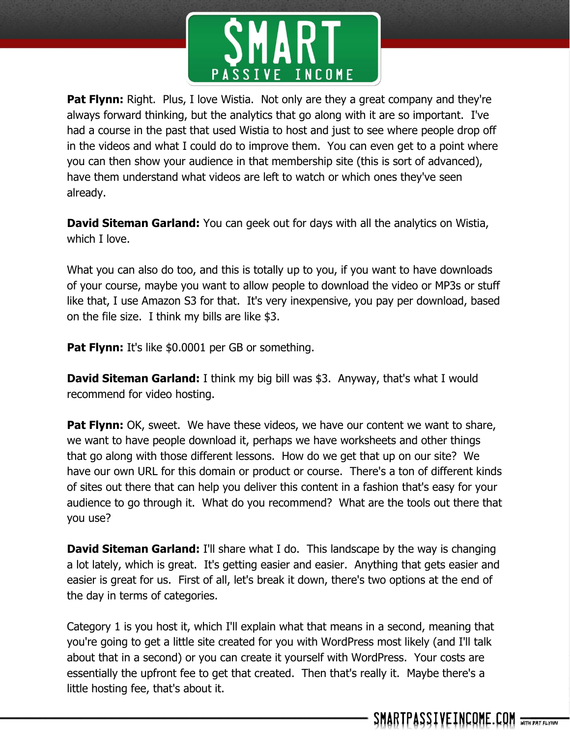**Pat Flynn:** Right. Plus, I love Wistia. Not only are they a great company and they're always forward thinking, but the analytics that go along with it are so important. I've had a course in the past that used Wistia to host and just to see where people drop off in the videos and what I could do to improve them. You can even get to a point where you can then show your audience in that membership site (this is sort of advanced), have them understand what videos are left to watch or which ones they've seen already.

**David Siteman Garland:** You can geek out for days with all the analytics on Wistia, which I love.

What you can also do too, and this is totally up to you, if you want to have downloads of your course, maybe you want to allow people to download the video or MP3s or stuff like that, I use Amazon S3 for that. It's very inexpensive, you pay per download, based on the file size. I think my bills are like $3.

**Pat Flynn:** It's like $0.0001 per GB or something.

**David Siteman Garland:** I think my big bill was $3. Anyway, that's what I would recommend for video hosting.

**Pat Flynn:** OK, sweet. We have these videos, we have our content we want to share, we want to have people download it, perhaps we have worksheets and other things that go along with those different lessons. How do we get that up on our site? We have our own URL for this domain or product or course. There's a ton of different kinds of sites out there that can help you deliver this content in a fashion that's easy for your audience to go through it. What do you recommend? What are the tools out there that you use?

**David Siteman Garland:** I'll share what I do. This landscape by the way is changing a lot lately, which is great. It's getting easier and easier. Anything that gets easier and easier is great for us. First of all, let's break it down, there's two options at the end of the day in terms of categories.

Category 1 is you host it, which I'll explain what that means in a second, meaning that you're going to get a little site created for you with WordPress most likely (and I'll talk about that in a second) or you can create it yourself with WordPress. Your costs are essentially the upfront fee to get that created. Then that's really it. Maybe there's a little hosting fee, that's about it.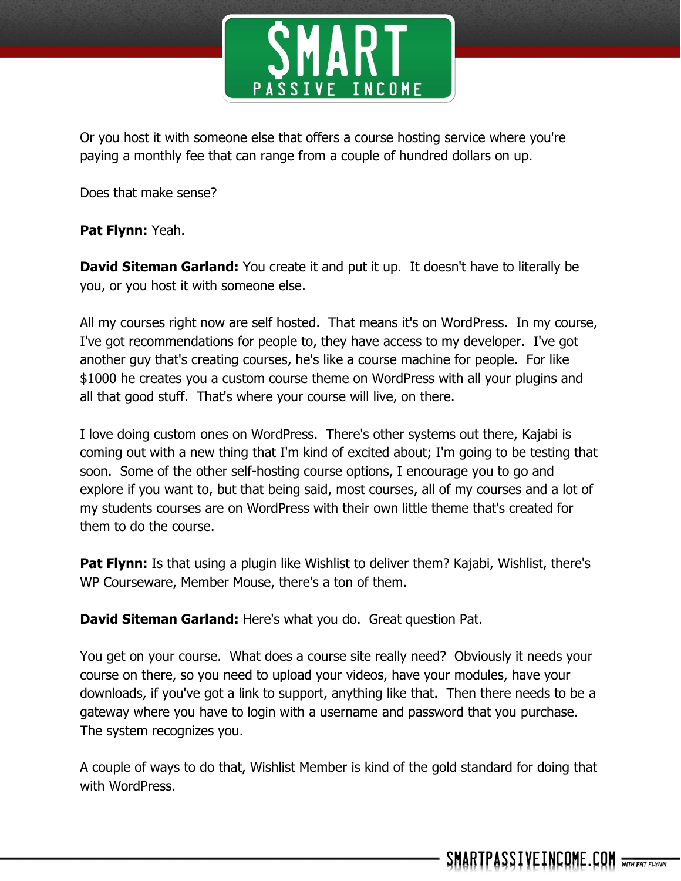Or you host it with someone else that offers a course hosting service where you're paying a monthly fee that can range from a couple of hundred dollars on up.

Does that make sense?

**Pat Flynn:** Yeah.

**David Siteman Garland:** You create it and put it up. It doesn't have to literally be you, or you host it with someone else.

All my courses right now are self hosted. That means it's on WordPress. In my course, I've got recommendations for people to, they have access to my developer. I've got another guy that's creating courses, he's like a course machine for people. For like $1000 he creates you a custom course theme on WordPress with all your plugins and all that good stuff. That's where your course will live, on there.

I love doing custom ones on WordPress. There's other systems out there, Kajabi is coming out with a new thing that I'm kind of excited about; I'm going to be testing that soon. Some of the other self-hosting course options, I encourage you to go and explore if you want to, but that being said, most courses, all of my courses and a lot of my students courses are on WordPress with their own little theme that's created for them to do the course.

**Pat Flynn:** Is that using a plugin like Wishlist to deliver them? Kajabi, Wishlist, there's WP Courseware, Member Mouse, there's a ton of them.

**David Siteman Garland:** Here's what you do. Great question Pat.

You get on your course. What does a course site really need? Obviously it needs your course on there, so you need to upload your videos, have your modules, have your downloads, if you've got a link to support, anything like that. Then there needs to be a gateway where you have to login with a username and password that you purchase. The system recognizes you.

A couple of ways to do that, Wishlist Member is kind of the gold standard for doing that with WordPress.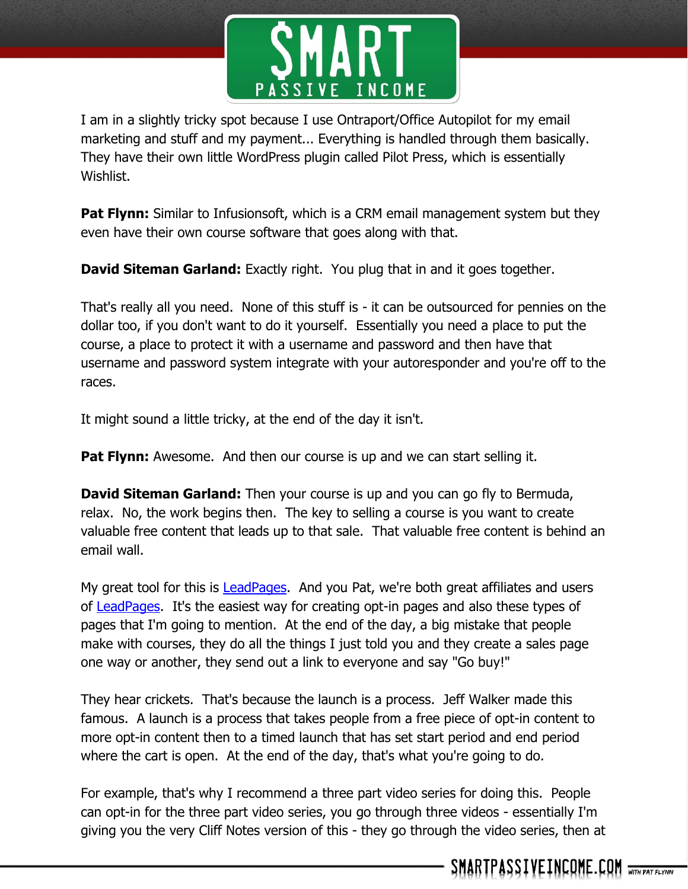I am in a slightly tricky spot because I use Ontraport/Office Autopilot for my email marketing and stuff and my payment... Everything is handled through them basically. They have their own little WordPress plugin called Pilot Press, which is essentially Wishlist.

**Pat Flynn:** Similar to Infusionsoft, which is a CRM email management system but they even have their own course software that goes along with that.

**David Siteman Garland:** Exactly right. You plug that in and it goes together.

That's really all you need. None of this stuff is - it can be outsourced for pennies on the dollar too, if you don't want to do it yourself. Essentially you need a place to put the course, a place to protect it with a username and password and then have that username and password system integrate with your autoresponder and you're off to the races.

It might sound a little tricky, at the end of the day it isn't.

**Pat Flynn:** Awesome. And then our course is up and we can start selling it.

**David Siteman Garland:** Then your course is up and you can go fly to Bermuda, relax. No, the work begins then. The key to selling a course is you want to create valuable free content that leads up to that sale. That valuable free content is behind an email wall.

My great tool for this is LeadPages. And you Pat, we're both great affiliates and users of LeadPages. It's the easiest way for creating opt-in pages and also these types of pages that I'm going to mention. At the end of the day, a big mistake that people make with courses, they do all the things I just told you and they create a sales page one way or another, they send out a link to everyone and say "Go buy!"

They hear crickets. That's because the launch is a process. Jeff Walker made this famous. A launch is a process that takes people from a free piece of opt-in content to more opt-in content then to a timed launch that has set start period and end period where the cart is open. At the end of the day, that's what you're going to do.

For example, that's why I recommend a three part video series for doing this. People can opt-in for the three part video series, you go through three videos - essentially I'm giving you the very Cliff Notes version of this - they go through the video series, then at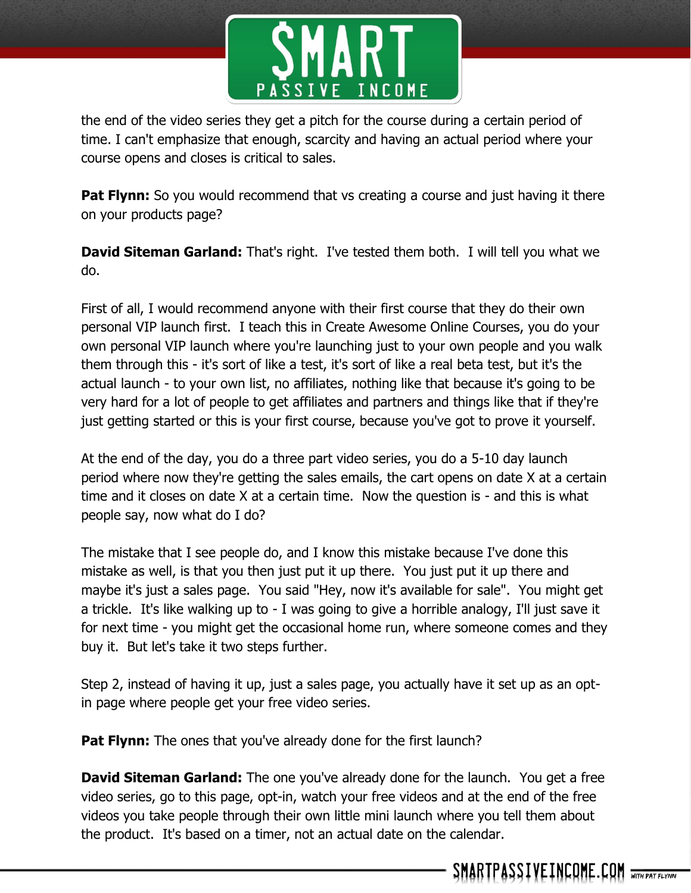the end of the video series they get a pitch for the course during a certain period of time. I can't emphasize that enough, scarcity and having an actual period where your course opens and closes is critical to sales.

**Pat Flynn:** So you would recommend that vs creating a course and just having it there on your products page?

**David Siteman Garland:** That's right. I've tested them both. I will tell you what we do.

First of all, I would recommend anyone with their first course that they do their own personal VIP launch first. I teach this in Create Awesome Online Courses, you do your own personal VIP launch where you're launching just to your own people and you walk them through this - it's sort of like a test, it's sort of like a real beta test, but it's the actual launch - to your own list, no affiliates, nothing like that because it's going to be very hard for a lot of people to get affiliates and partners and things like that if they're just getting started or this is your first course, because you've got to prove it yourself.

At the end of the day, you do a three part video series, you do a 5-10 day launch period where now they're getting the sales emails, the cart opens on date X at a certain time and it closes on date X at a certain time. Now the question is - and this is what people say, now what do I do?

The mistake that I see people do, and I know this mistake because I've done this mistake as well, is that you then just put it up there. You just put it up there and maybe it's just a sales page. You said "Hey, now it's available for sale". You might get a trickle. It's like walking up to - I was going to give a horrible analogy, I'll just save it for next time - you might get the occasional home run, where someone comes and they buy it. But let's take it two steps further.

Step 2, instead of having it up, just a sales page, you actually have it set up as an opt-in page where people get your free video series.

**Pat Flynn:** The ones that you've already done for the first launch?

**David Siteman Garland:** The one you've already done for the launch. You get a free video series, go to this page, opt-in, watch your free videos and at the end of the free videos you take people through their own little mini launch where you tell them about the product. It's based on a timer, not an actual date on the calendar.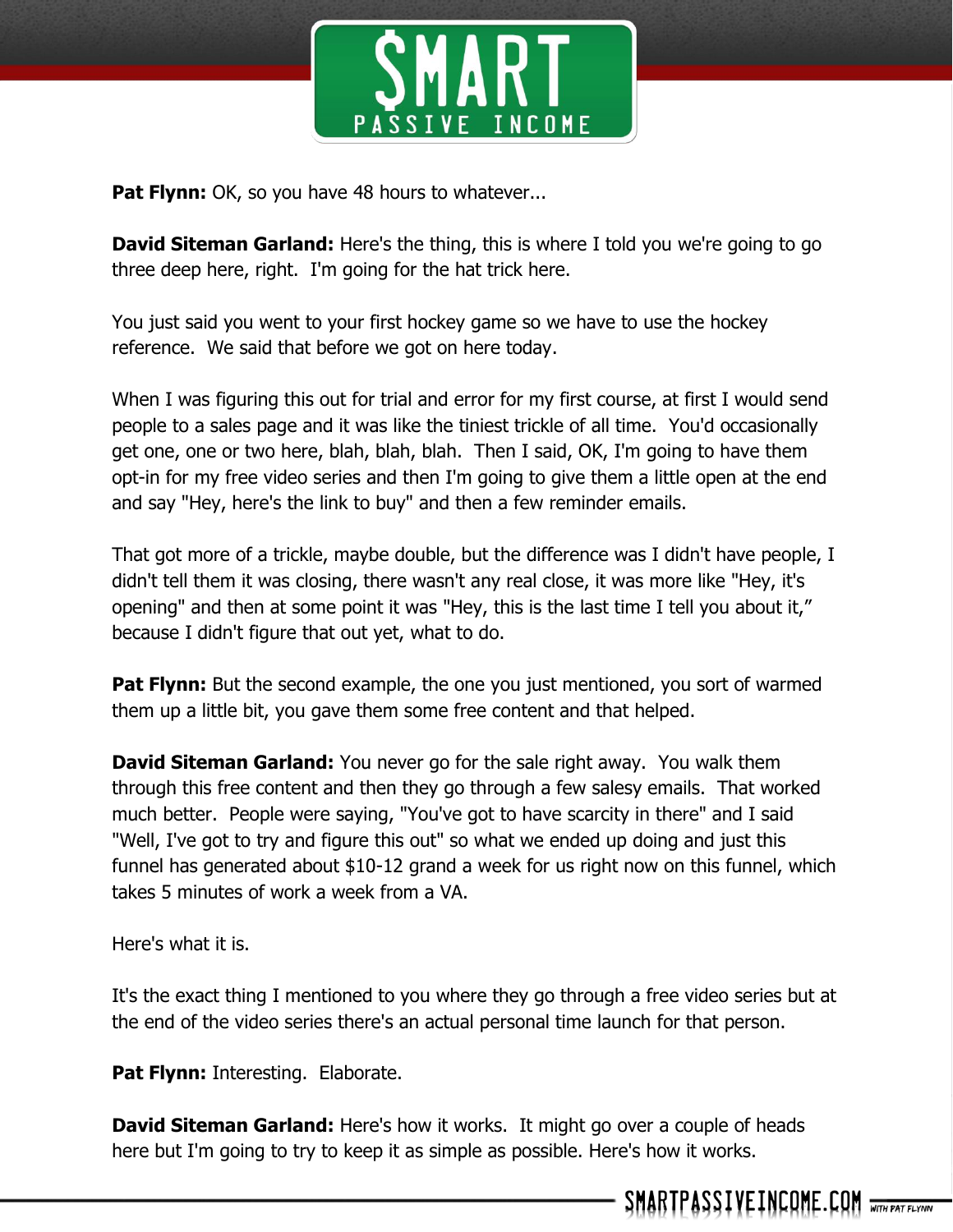**Pat Flynn:** OK, so you have 48 hours to whatever...

**David Siteman Garland:** Here's the thing, this is where I told you we're going to go three deep here, right. I'm going for the hat trick here.

You just said you went to your first hockey game so we have to use the hockey reference. We said that before we got on here today.

When I was figuring this out for trial and error for my first course, at first I would send people to a sales page and it was like the tiniest trickle of all time. You'd occasionally get one, one or two here, blah, blah, blah. Then I said, OK, I'm going to have them opt-in for my free video series and then I'm going to give them a little open at the end and say "Hey, here's the link to buy" and then a few reminder emails.

That got more of a trickle, maybe double, but the difference was I didn't have people, I didn't tell them it was closing, there wasn't any real close, it was more like "Hey, it's opening" and then at some point it was "Hey, this is the last time I tell you about it," because I didn't figure that out yet, what to do.

**Pat Flynn:** But the second example, the one you just mentioned, you sort of warmed them up a little bit, you gave them some free content and that helped.

**David Siteman Garland:** You never go for the sale right away. You walk them through this free content and then they go through a few salesy emails. That worked much better. People were saying, "You've got to have scarcity in there" and I said "Well, I've got to try and figure this out" so what we ended up doing and just this funnel has generated about $10-12 grand a week for us right now on this funnel, which takes 5 minutes of work a week from a VA.

Here's what it is.

It's the exact thing I mentioned to you where they go through a free video series but at the end of the video series there's an actual personal time launch for that person.

**Pat Flynn:** Interesting. Elaborate.

**David Siteman Garland:** Here's how it works. It might go over a couple of heads here but I'm going to try to keep it as simple as possible. Here's how it works.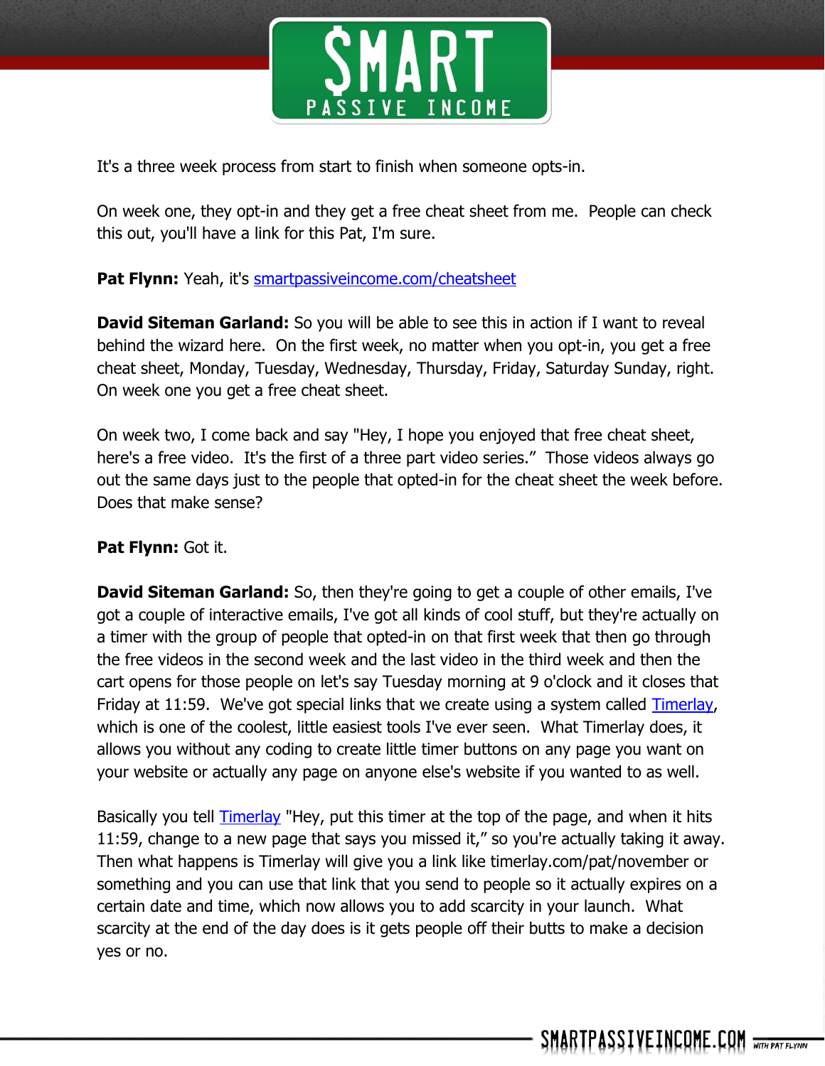It's a three week process from start to finish when someone opts-in.

On week one, they opt-in and they get a free cheat sheet from me. People can check this out, you'll have a link for this Pat, I'm sure.

**Pat Flynn:** Yeah, it's [smartpassiveincome.com/cheatsheet](smartpassiveincome.com/cheatsheet)

**David Siteman Garland:** So you will be able to see this in action if I want to reveal behind the wizard here. On the first week, no matter when you opt-in, you get a free cheat sheet, Monday, Tuesday, Wednesday, Thursday, Friday, Saturday Sunday, right. On week one you get a free cheat sheet.

On week two, I come back and say "Hey, I hope you enjoyed that free cheat sheet, here's a free video. It's the first of a three part video series." Those videos always go out the same days just to the people that opted-in for the cheat sheet the week before. Does that make sense?

**Pat Flynn:** Got it.

**David Siteman Garland:** So, then they're going to get a couple of other emails, I've got a couple of interactive emails, I've got all kinds of cool stuff, but they're actually on a timer with the group of people that opted-in on that first week that then go through the free videos in the second week and the last video in the third week and then the cart opens for those people on let's say Tuesday morning at 9 o'clock and it closes that Friday at 11:59. We've got special links that we create using a system called [Timerlay](Timerlay), which is one of the coolest, little easiest tools I've ever seen. What Timerlay does, it allows you without any coding to create little timer buttons on any page you want on your website or actually any page on anyone else's website if you wanted to as well.

Basically you tell [Timerlay](Timerlay) "Hey, put this timer at the top of the page, and when it hits 11:59, change to a new page that says you missed it," so you're actually taking it away. Then what happens is Timerlay will give you a link like timerlay.com/pat/november or something and you can use that link that you send to people so it actually expires on a certain date and time, which now allows you to add scarcity in your launch. What scarcity at the end of the day does is it gets people off their butts to make a decision yes or no.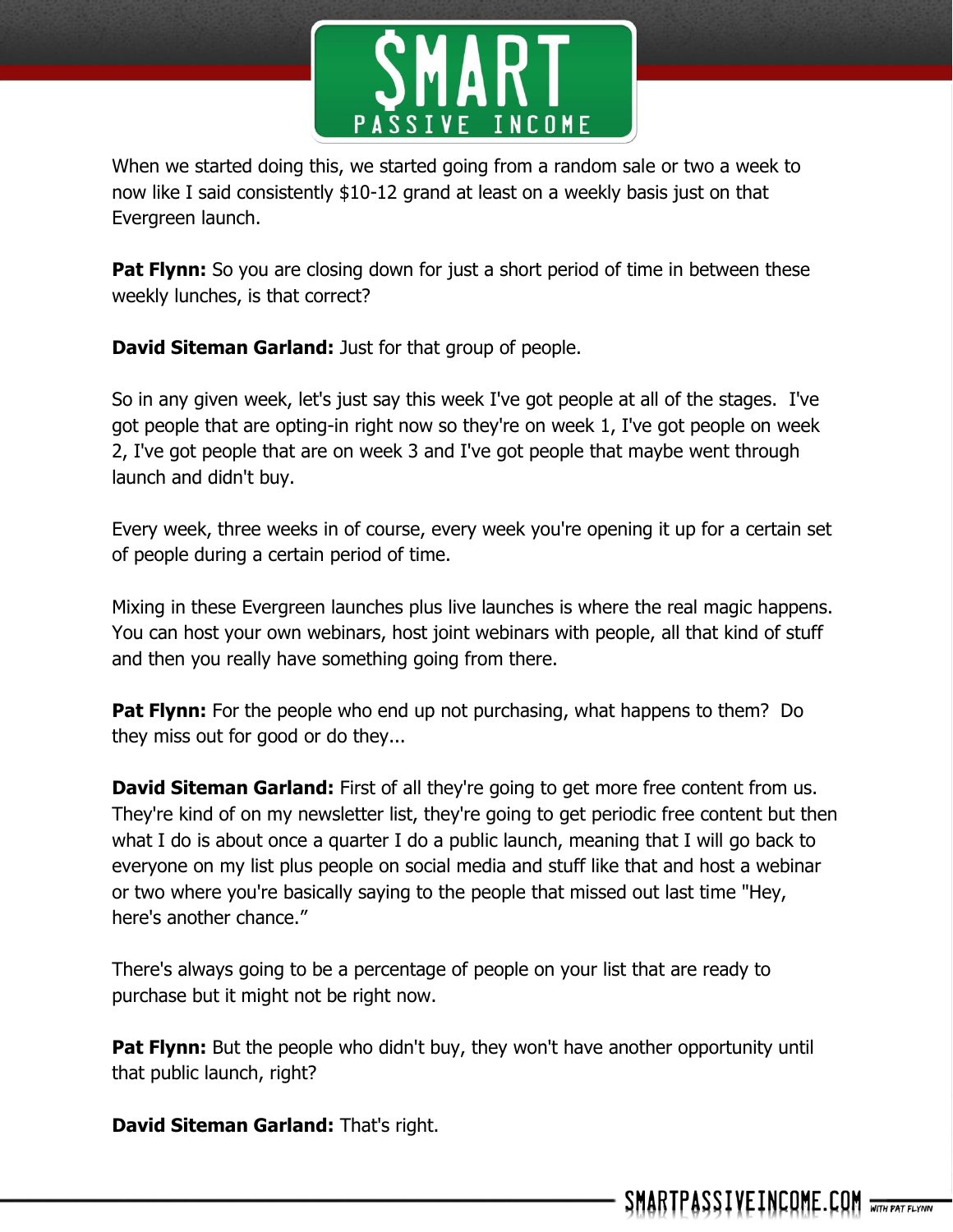When we started doing this, we started going from a random sale or two a week to now like I said consistently $10-12 grand at least on a weekly basis just on that Evergreen launch.

**Pat Flynn:** So you are closing down for just a short period of time in between these weekly lunches, is that correct?

**David Siteman Garland:** Just for that group of people.

So in any given week, let's just say this week I've got people at all of the stages. I've got people that are opting-in right now so they're on week 1, I've got people on week 2, I've got people that are on week 3 and I've got people that maybe went through launch and didn't buy.

Every week, three weeks in of course, every week you're opening it up for a certain set of people during a certain period of time.

Mixing in these Evergreen launches plus live launches is where the real magic happens. You can host your own webinars, host joint webinars with people, all that kind of stuff and then you really have something going from there.

**Pat Flynn:** For the people who end up not purchasing, what happens to them? Do they miss out for good or do they...

**David Siteman Garland:** First of all they're going to get more free content from us. They're kind of on my newsletter list, they're going to get periodic free content but then what I do is about once a quarter I do a public launch, meaning that I will go back to everyone on my list plus people on social media and stuff like that and host a webinar or two where you're basically saying to the people that missed out last time "Hey, here's another chance."

There's always going to be a percentage of people on your list that are ready to purchase but it might not be right now.

**Pat Flynn:** But the people who didn't buy, they won't have another opportunity until that public launch, right?

**David Siteman Garland:** That's right.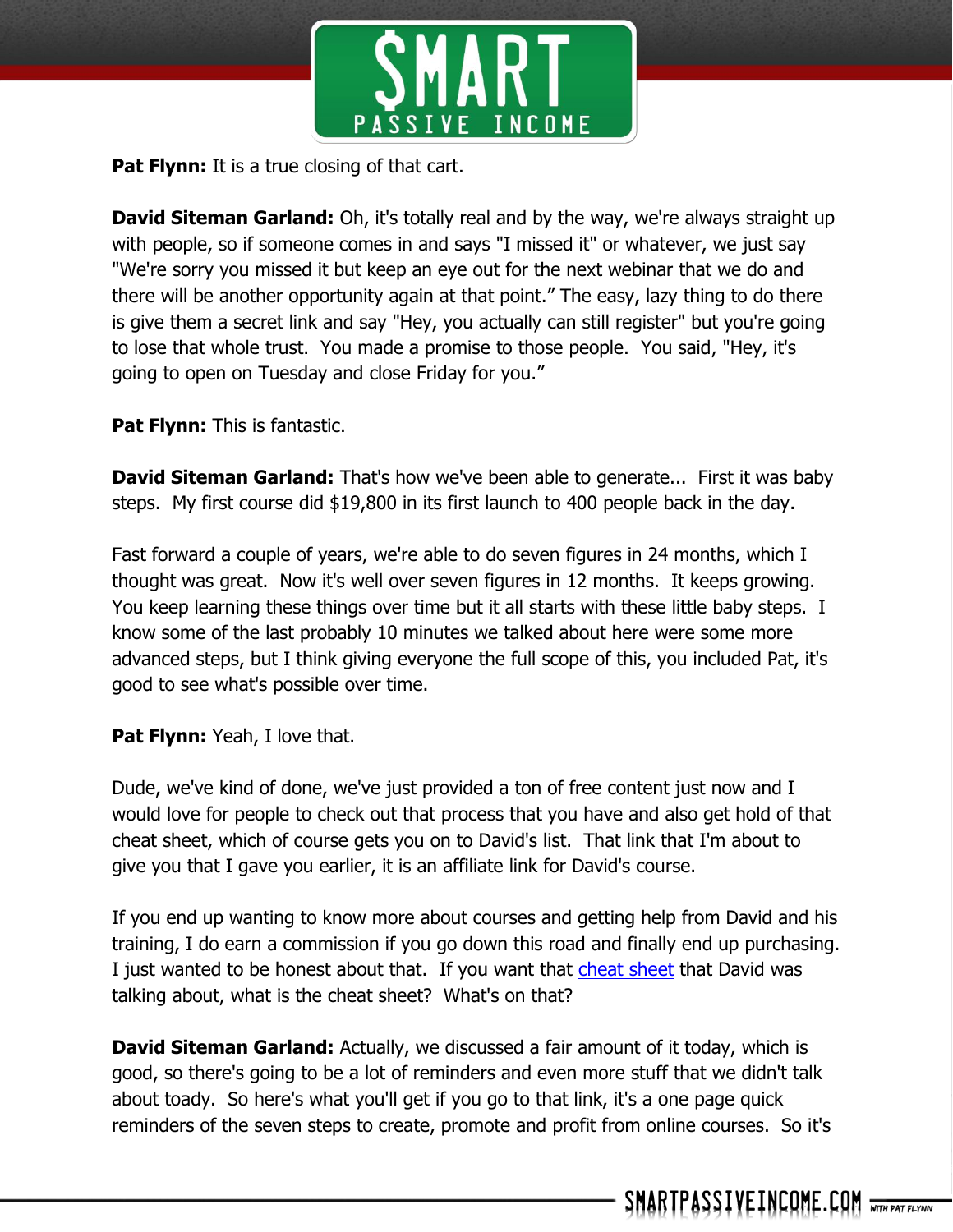**Pat Flynn:** It is a true closing of that cart.

**David Siteman Garland:** Oh, it's totally real and by the way, we're always straight up with people, so if someone comes in and says "I missed it" or whatever, we just say "We're sorry you missed it but keep an eye out for the next webinar that we do and there will be another opportunity again at that point." The easy, lazy thing to do there is give them a secret link and say "Hey, you actually can still register" but you're going to lose that whole trust. You made a promise to those people. You said, "Hey, it's going to open on Tuesday and close Friday for you."

**Pat Flynn:** This is fantastic.

**David Siteman Garland:** That's how we've been able to generate... First it was baby steps. My first course did $19,800 in its first launch to 400 people back in the day.

Fast forward a couple of years, we're able to do seven figures in 24 months, which I thought was great. Now it's well over seven figures in 12 months. It keeps growing. You keep learning these things over time but it all starts with these little baby steps. I know some of the last probably 10 minutes we talked about here were some more advanced steps, but I think giving everyone the full scope of this, you included Pat, it's good to see what's possible over time.

**Pat Flynn:** Yeah, I love that.

Dude, we've kind of done, we've just provided a ton of free content just now and I would love for people to check out that process that you have and also get hold of that cheat sheet, which of course gets you on to David's list. That link that I'm about to give you that I gave you earlier, it is an affiliate link for David's course.

If you end up wanting to know more about courses and getting help from David and his training, I do earn a commission if you go down this road and finally end up purchasing. I just wanted to be honest about that. If you want that cheat sheet that David was talking about, what is the cheat sheet? What's on that?

**David Siteman Garland:** Actually, we discussed a fair amount of it today, which is good, so there's going to be a lot of reminders and even more stuff that we didn't talk about toady. So here's what you'll get if you go to that link, it's a one page quick reminders of the seven steps to create, promote and profit from online courses. So it's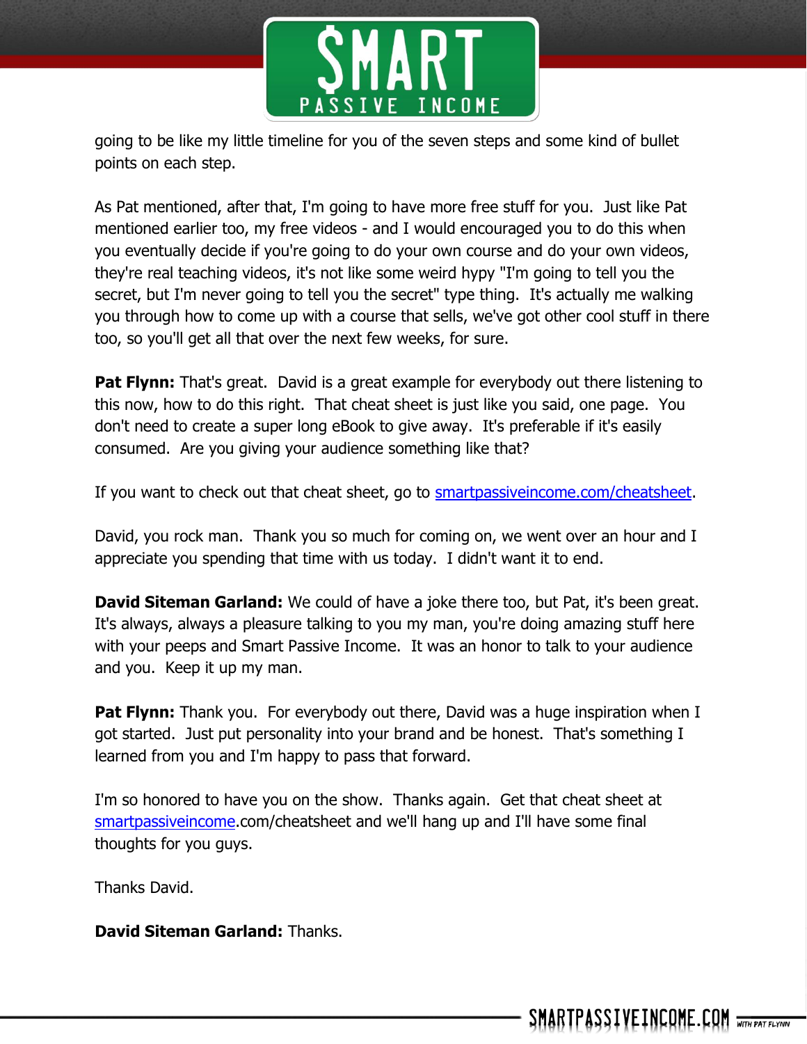going to be like my little timeline for you of the seven steps and some kind of bullet points on each step.

As Pat mentioned, after that, I'm going to have more free stuff for you. Just like Pat mentioned earlier too, my free videos - and I would encouraged you to do this when you eventually decide if you're going to do your own course and do your own videos, they're real teaching videos, it's not like some weird hypy "I'm going to tell you the secret, but I'm never going to tell you the secret" type thing. It's actually me walking you through how to come up with a course that sells, we've got other cool stuff in there too, so you'll get all that over the next few weeks, for sure.

**Pat Flynn:** That's great. David is a great example for everybody out there listening to this now, how to do this right. That cheat sheet is just like you said, one page. You don't need to create a super long eBook to give away. It's preferable if it's easily consumed. Are you giving your audience something like that?

If you want to check out that cheat sheet, go to [smartpassiveincome.com/cheatsheet](smartpassiveincome.com/cheatsheet).

David, you rock man. Thank you so much for coming on, we went over an hour and I appreciate you spending that time with us today. I didn't want it to end.

**David Siteman Garland:** We could of have a joke there too, but Pat, it's been great. It's always, always a pleasure talking to you my man, you're doing amazing stuff here with your peeps and Smart Passive Income. It was an honor to talk to your audience and you. Keep it up my man.

**Pat Flynn:** Thank you. For everybody out there, David was a huge inspiration when I got started. Just put personality into your brand and be honest. That's something I learned from you and I'm happy to pass that forward.

I'm so honored to have you on the show. Thanks again. Get that cheat sheet at [smartpassiveincome](smartpassiveincome).com/cheatsheet and we'll hang up and I'll have some final thoughts for you guys.

Thanks David.

**David Siteman Garland:** Thanks.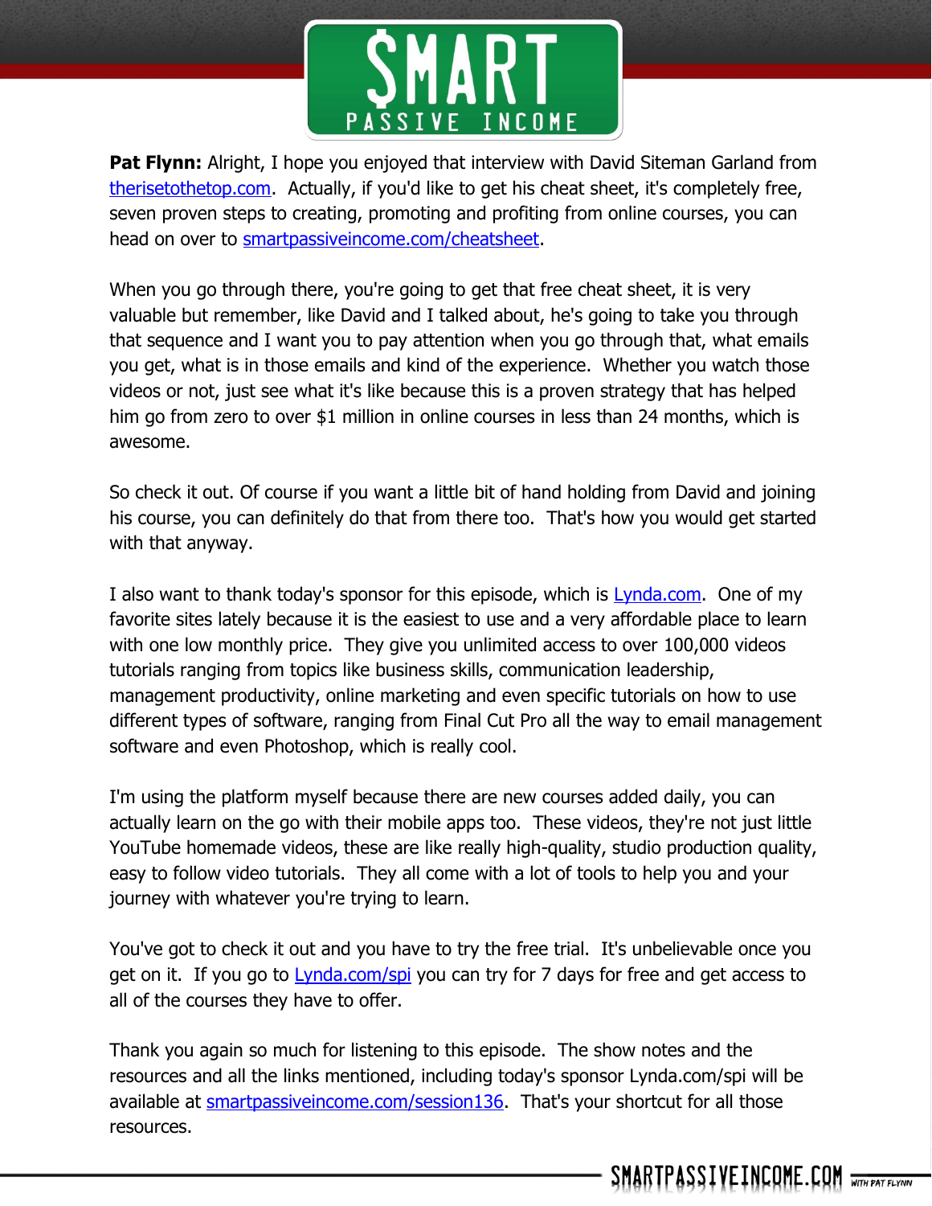**Pat Flynn:** Alright, I hope you enjoyed that interview with David Siteman Garland from therisetothetop.com. Actually, if you'd like to get his cheat sheet, it's completely free, seven proven steps to creating, promoting and profiting from online courses, you can head on over to smartpassiveincome.com/cheatsheet.

When you go through there, you're going to get that free cheat sheet, it is very valuable but remember, like David and I talked about, he's going to take you through that sequence and I want you to pay attention when you go through that, what emails you get, what is in those emails and kind of the experience. Whether you watch those videos or not, just see what it's like because this is a proven strategy that has helped him go from zero to over $1 million in online courses in less than 24 months, which is awesome.

So check it out. Of course if you want a little bit of hand holding from David and joining his course, you can definitely do that from there too. That's how you would get started with that anyway.

I also want to thank today's sponsor for this episode, which is Lynda.com. One of my favorite sites lately because it is the easiest to use and a very affordable place to learn with one low monthly price. They give you unlimited access to over 100,000 videos tutorials ranging from topics like business skills, communication leadership, management productivity, online marketing and even specific tutorials on how to use different types of software, ranging from Final Cut Pro all the way to email management software and even Photoshop, which is really cool.

I'm using the platform myself because there are new courses added daily, you can actually learn on the go with their mobile apps too. These videos, they're not just little YouTube homemade videos, these are like really high-quality, studio production quality, easy to follow video tutorials. They all come with a lot of tools to help you and your journey with whatever you're trying to learn.

You've got to check it out and you have to try the free trial. It's unbelievable once you get on it. If you go to Lynda.com/spi you can try for 7 days for free and get access to all of the courses they have to offer.

Thank you again so much for listening to this episode. The show notes and the resources and all the links mentioned, including today's sponsor Lynda.com/spi will be available at smartpassiveincome.com/session136. That's your shortcut for all those resources.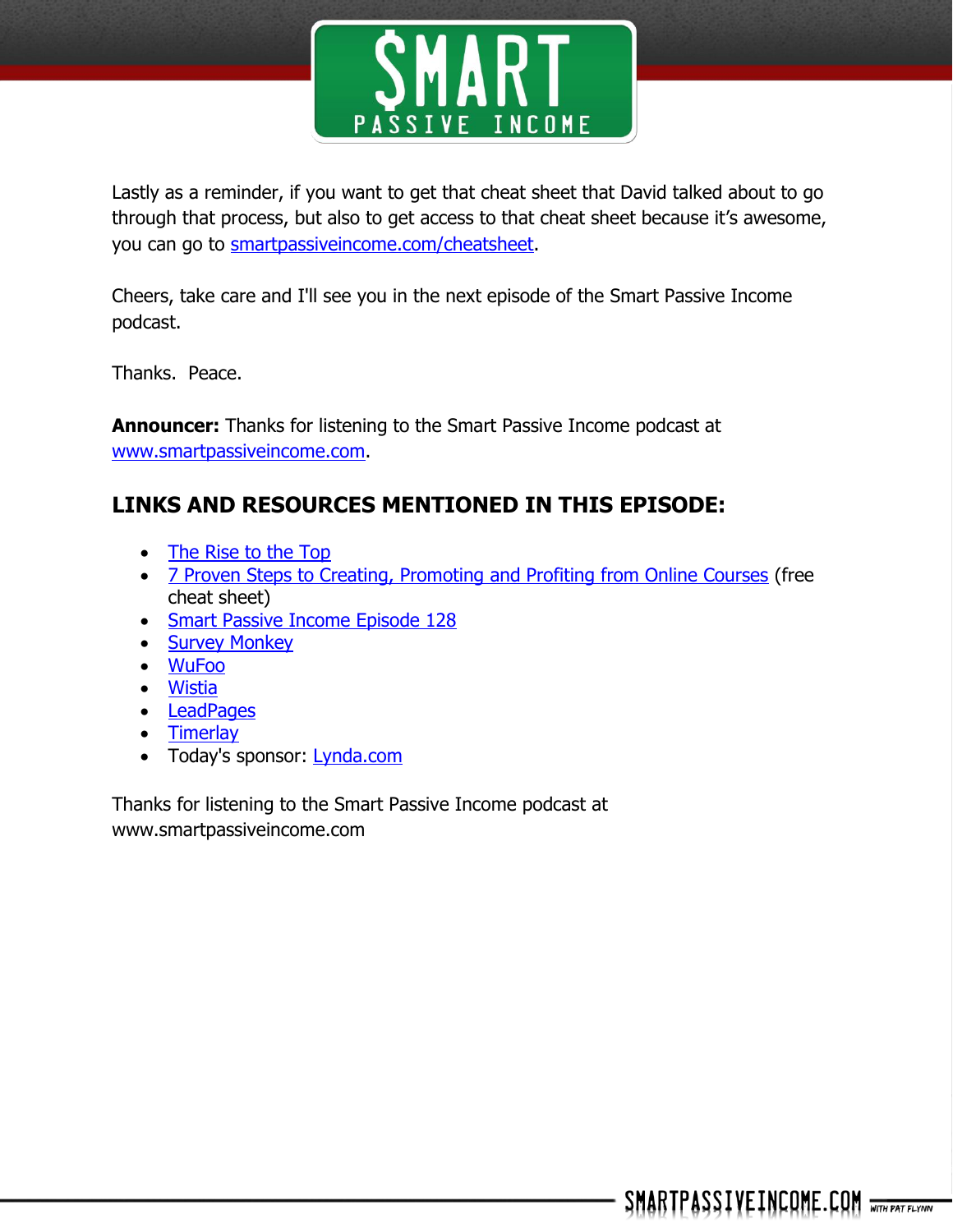Lastly as a reminder, if you want to get that cheat sheet that David talked about to go through that process, but also to get access to that cheat sheet because it's awesome, you can go to smartpassiveincome.com/cheatsheet.

Cheers, take care and I'll see you in the next episode of the Smart Passive Income podcast.

Thanks. Peace.

**Announcer:** Thanks for listening to the Smart Passive Income podcast at www.smartpassiveincome.com.

## LINKS AND RESOURCES MENTIONED IN THIS EPISODE:

- The Rise to the Top
- 7 Proven Steps to Creating, Promoting and Profiting from Online Courses (free cheat sheet)
- Smart Passive Income Episode 128
- Survey Monkey
- WuFoo
- Wistia
- LeadPages
- Timerlay
- Today's sponsor: Lynda.com

Thanks for listening to the Smart Passive Income podcast at www.smartpassiveincome.com